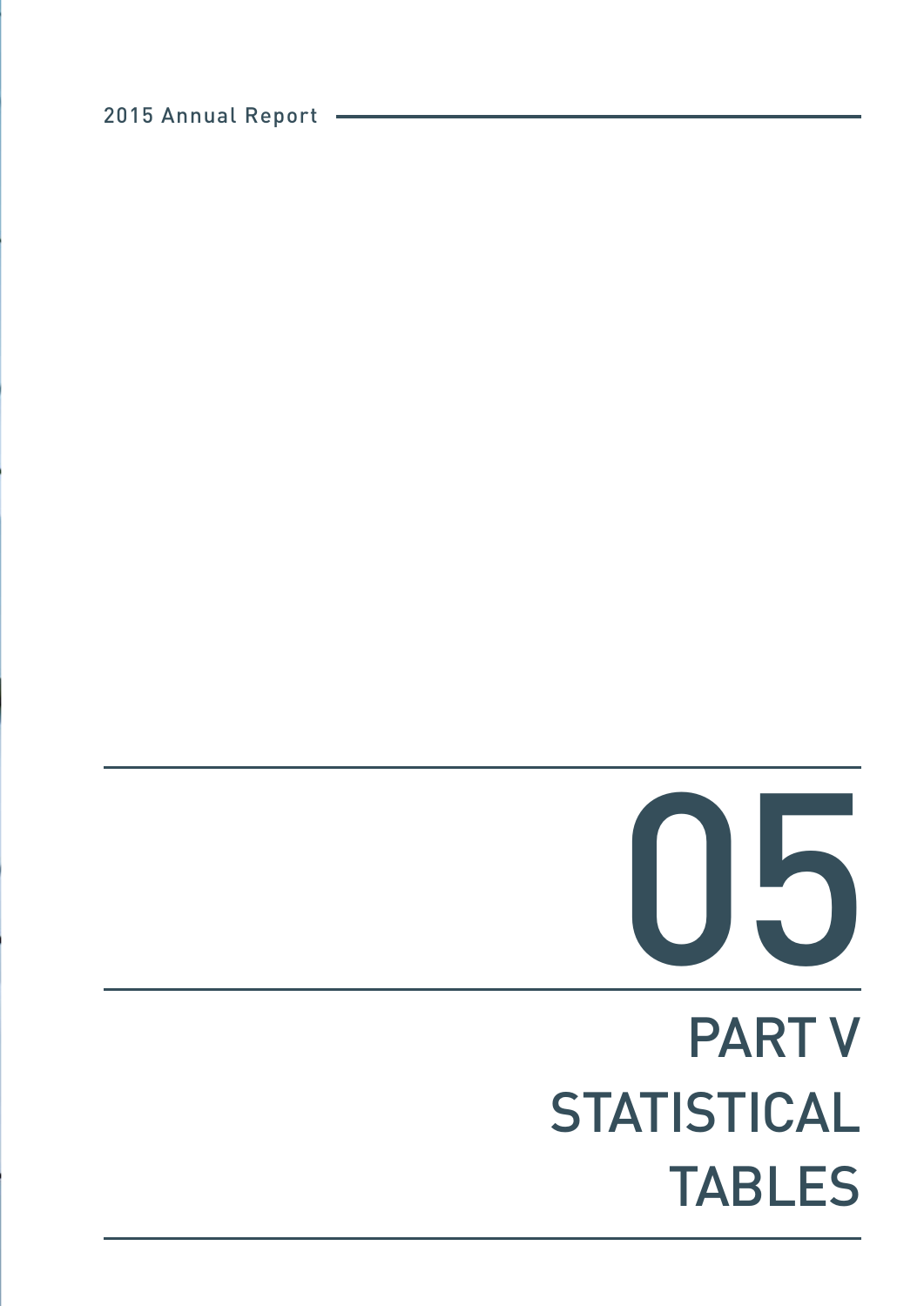# 05

# PART V STATISTICAL TABLES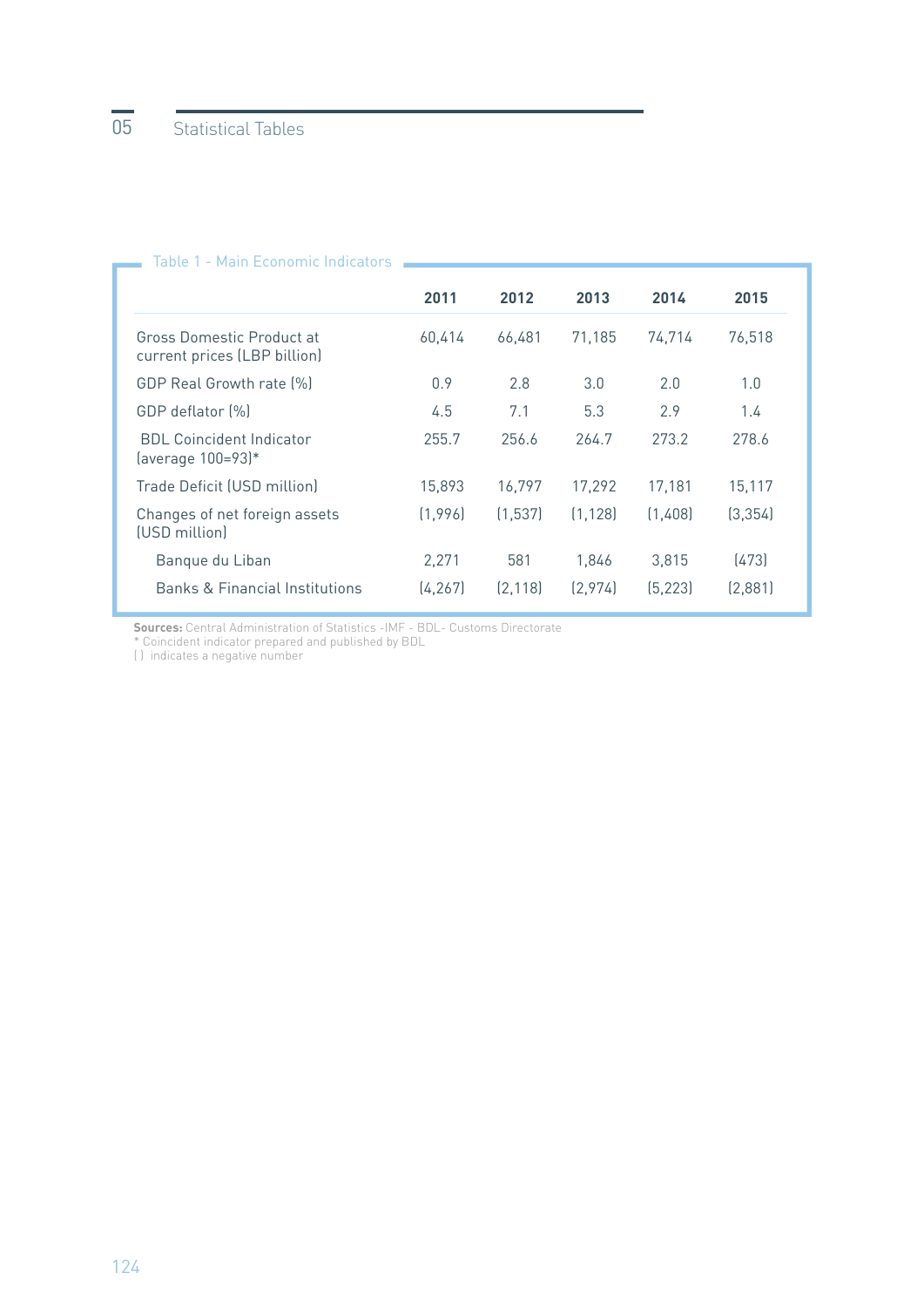Table 1 - Main Economic Indicators

| | 2011 | 2012 | 2013 | 2014 | 2015 |
|---|---|---|---|---|---|
| Gross Domestic Product at current prices (LBP billion) | 60,414 | 66,481 | 71,185 | 74,714 | 76,518 |
| GDP Real Growth rate (%) | 0.9 | 2.8 | 3.0 | 2.0 | 1.0 |
| GDP deflator (%) | 4.5 | 7.1 | 5.3 | 2.9 | 1.4 |
| BDL Coincident Indicator (average 100=93)* | 255.7 | 256.6 | 264.7 | 273.2 | 278.6 |
| Trade Deficit (USD million) | 15,893 | 16,797 | 17,292 | 17,181 | 15,117 |
| Changes of net foreign assets (USD million) | (1,996) | (1,537) | (1,128) | (1,408) | (3,354) |
| Banque du Liban | 2,271 | 581 | 1,846 | 3,815 | (473) |
| Banks & Financial Institutions | (4,267) | (2,118) | (2,974) | (5,223) | (2,881) |

**Sources:** Central Administration of Statistics -IMF - BDL- Customs Directorate
* Coincident indicator prepared and published by BDL
( ) indicates a negative number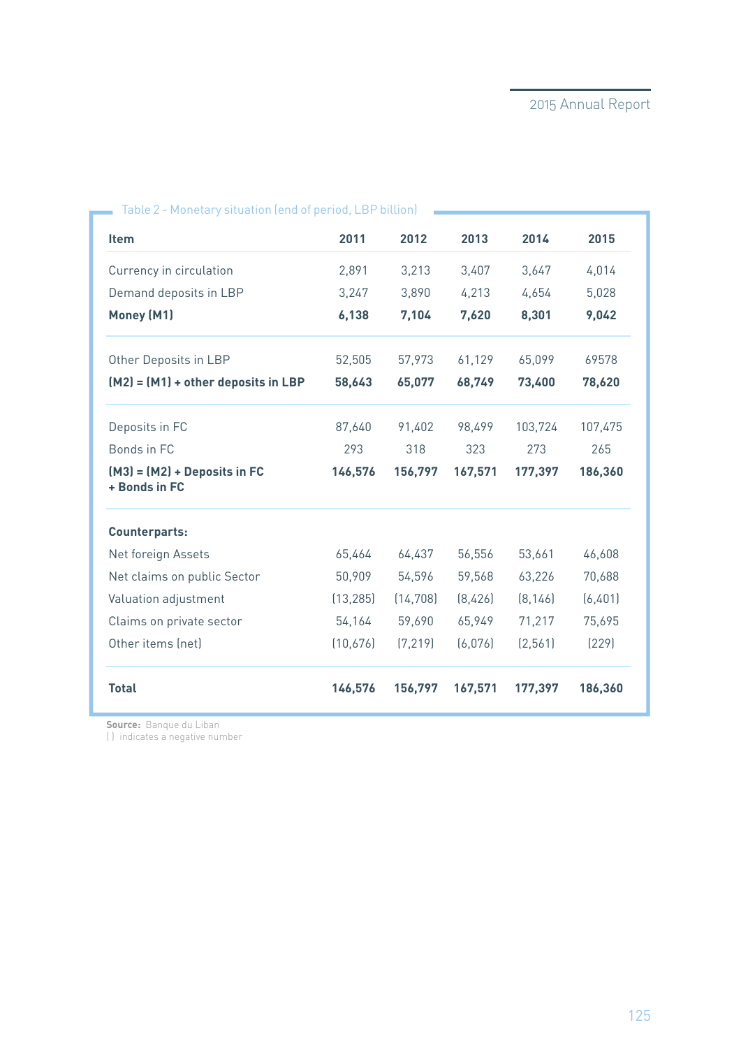Table 2 - Monetary situation (end of period, LBP billion)

| Item | 2011 | 2012 | 2013 | 2014 | 2015 |
|---|---|---|---|---|---|
| Currency in circulation | 2,891 | 3,213 | 3,407 | 3,647 | 4,014 |
| Demand deposits in LBP | 3,247 | 3,890 | 4,213 | 4,654 | 5,028 |
| **Money (M1)** | **6,138** | **7,104** | **7,620** | **8,301** | **9,042** |
| Other Deposits in LBP | 52,505 | 57,973 | 61,129 | 65,099 | 69578 |
| **(M2) = (M1) + other deposits in LBP** | **58,643** | **65,077** | **68,749** | **73,400** | **78,620** |
| Deposits in FC | 87,640 | 91,402 | 98,499 | 103,724 | 107,475 |
| Bonds in FC | 293 | 318 | 323 | 273 | 265 |
| **(M3) = (M2) + Deposits in FC + Bonds in FC** | **146,576** | **156,797** | **167,571** | **177,397** | **186,360** |
| **Counterparts:** | | | | | |
| Net foreign Assets | 65,464 | 64,437 | 56,556 | 53,661 | 46,608 |
| Net claims on public Sector | 50,909 | 54,596 | 59,568 | 63,226 | 70,688 |
| Valuation adjustment | (13,285) | (14,708) | (8,426) | (8,146) | (6,401) |
| Claims on private sector | 54,164 | 59,690 | 65,949 | 71,217 | 75,695 |
| Other items (net) | (10,676) | (7,219) | (6,076) | (2,561) | (229) |
| **Total** | **146,576** | **156,797** | **167,571** | **177,397** | **186,360** |

**Source:** Banque du Liban
( ) indicates a negative number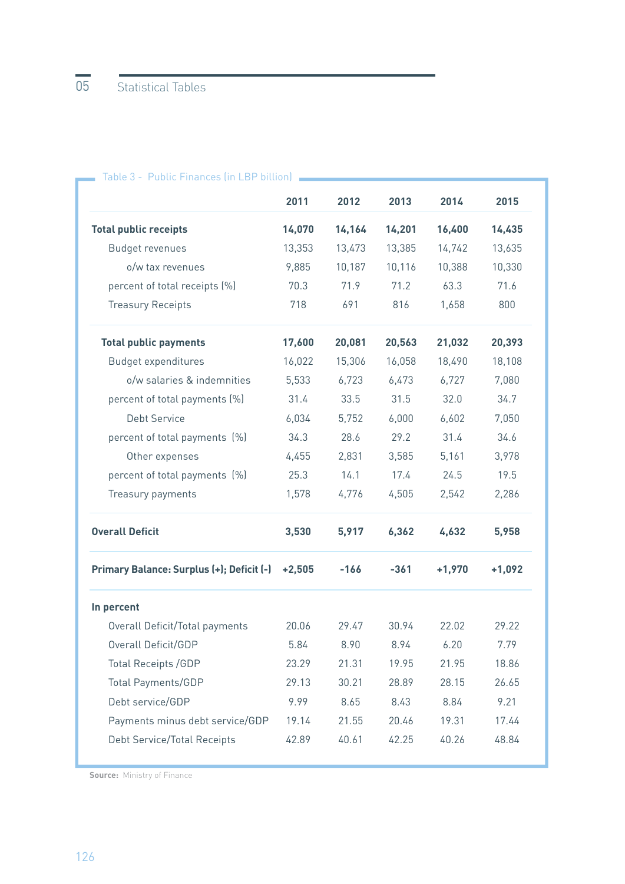Table 3 - Public Finances (in LBP billion)

| | 2011 | 2012 | 2013 | 2014 | 2015 |
|---|---|---|---|---|---|
| **Total public receipts** | **14,070** | **14,164** | **14,201** | **16,400** | **14,435** |
| Budget revenues | 13,353 | 13,473 | 13,385 | 14,742 | 13,635 |
| o/w tax revenues | 9,885 | 10,187 | 10,116 | 10,388 | 10,330 |
| percent of total receipts (%) | 70.3 | 71.9 | 71.2 | 63.3 | 71.6 |
| Treasury Receipts | 718 | 691 | 816 | 1,658 | 800 |
| **Total public payments** | **17,600** | **20,081** | **20,563** | **21,032** | **20,393** |
| Budget expenditures | 16,022 | 15,306 | 16,058 | 18,490 | 18,108 |
| o/w salaries & indemnities | 5,533 | 6,723 | 6,473 | 6,727 | 7,080 |
| percent of total payments (%) | 31.4 | 33.5 | 31.5 | 32.0 | 34.7 |
| Debt Service | 6,034 | 5,752 | 6,000 | 6,602 | 7,050 |
| percent of total payments (%) | 34.3 | 28.6 | 29.2 | 31.4 | 34.6 |
| Other expenses | 4,455 | 2,831 | 3,585 | 5,161 | 3,978 |
| percent of total payments (%) | 25.3 | 14.1 | 17.4 | 24.5 | 19.5 |
| Treasury payments | 1,578 | 4,776 | 4,505 | 2,542 | 2,286 |
| **Overall Deficit** | **3,530** | **5,917** | **6,362** | **4,632** | **5,958** |
| **Primary Balance: Surplus (+); Deficit (-)** | **+2,505** | **-166** | **-361** | **+1,970** | **+1,092** |
| **In percent** | | | | | |
| Overall Deficit/Total payments | 20.06 | 29.47 | 30.94 | 22.02 | 29.22 |
| Overall Deficit/GDP | 5.84 | 8.90 | 8.94 | 6.20 | 7.79 |
| Total Receipts /GDP | 23.29 | 21.31 | 19.95 | 21.95 | 18.86 |
| Total Payments/GDP | 29.13 | 30.21 | 28.89 | 28.15 | 26.65 |
| Debt service/GDP | 9.99 | 8.65 | 8.43 | 8.84 | 9.21 |
| Payments minus debt service/GDP | 19.14 | 21.55 | 20.46 | 19.31 | 17.44 |
| Debt Service/Total Receipts | 42.89 | 40.61 | 42.25 | 40.26 | 48.84 |

**Source:** Ministry of Finance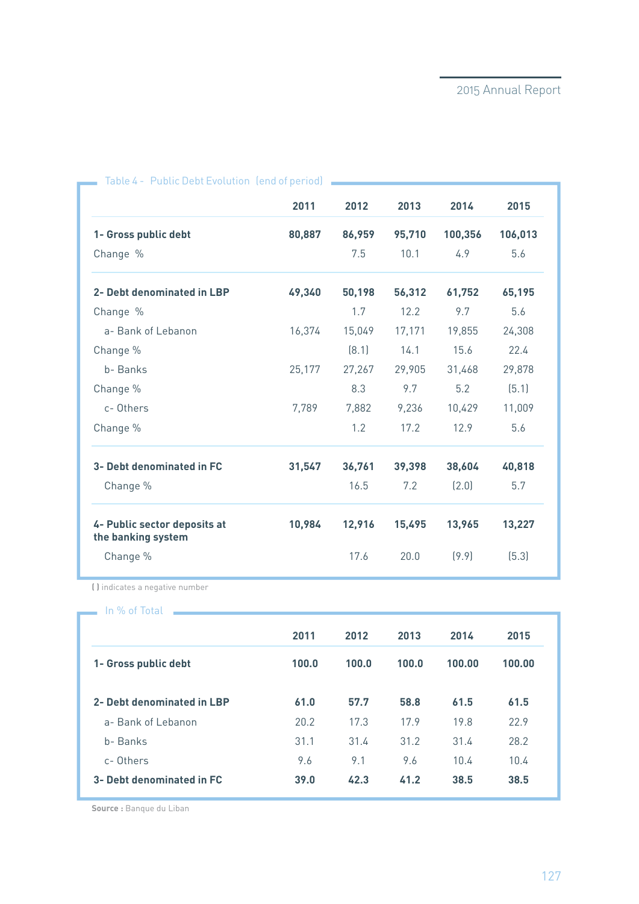Table 4 - Public Debt Evolution (end of period)

| | 2011 | 2012 | 2013 | 2014 | 2015 |
|---|---|---|---|---|---|
| **1- Gross public debt** | **80,887** | **86,959** | **95,710** | **100,356** | **106,013** |
| Change % | | 7.5 | 10.1 | 4.9 | 5.6 |
| **2- Debt denominated in LBP** | **49,340** | **50,198** | **56,312** | **61,752** | **65,195** |
| Change % | | 1.7 | 12.2 | 9.7 | 5.6 |
| a- Bank of Lebanon | 16,374 | 15,049 | 17,171 | 19,855 | 24,308 |
| Change % | | (8.1) | 14.1 | 15.6 | 22.4 |
| b- Banks | 25,177 | 27,267 | 29,905 | 31,468 | 29,878 |
| Change % | | 8.3 | 9.7 | 5.2 | (5.1) |
| c- Others | 7,789 | 7,882 | 9,236 | 10,429 | 11,009 |
| Change % | | 1.2 | 17.2 | 12.9 | 5.6 |
| **3- Debt denominated in FC** | **31,547** | **36,761** | **39,398** | **38,604** | **40,818** |
| Change % | | 16.5 | 7.2 | (2.0) | 5.7 |
| **4- Public sector deposits at the banking system** | **10,984** | **12,916** | **15,495** | **13,965** | **13,227** |
| Change % | | 17.6 | 20.0 | (9.9) | (5.3) |

( ) indicates a negative number

In % of Total

| | 2011 | 2012 | 2013 | 2014 | 2015 |
|---|---|---|---|---|---|
| **1- Gross public debt** | **100.0** | **100.0** | **100.0** | **100.00** | **100.00** |
| **2- Debt denominated in LBP** | **61.0** | **57.7** | **58.8** | **61.5** | **61.5** |
| a- Bank of Lebanon | 20.2 | 17.3 | 17.9 | 19.8 | 22.9 |
| b- Banks | 31.1 | 31.4 | 31.2 | 31.4 | 28.2 |
| c- Others | 9.6 | 9.1 | 9.6 | 10.4 | 10.4 |
| **3- Debt denominated in FC** | **39.0** | **42.3** | **41.2** | **38.5** | **38.5** |

**Source :** Banque du Liban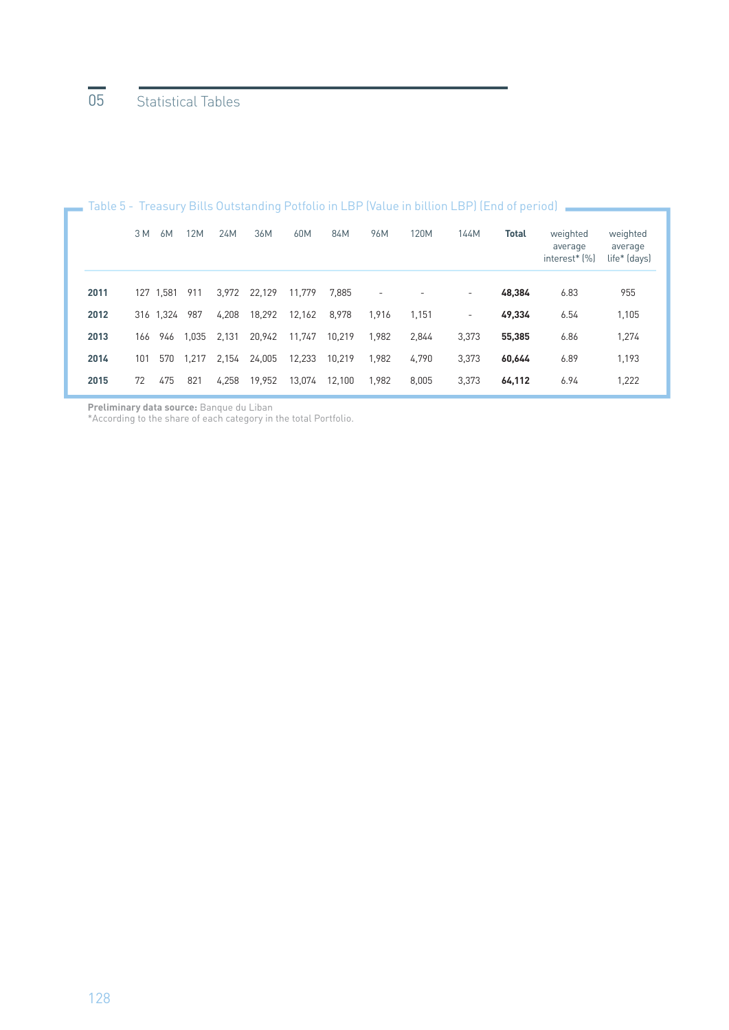# 05 Statistical Tables

Table 5 - Treasury Bills Outstanding Potfolio in LBP (Value in billion LBP) (End of period)

| | 3 M | 6M | 12M | 24M | 36M | 60M | 84M | 96M | 120M | 144M | **Total** | weighted average interest* (%) | weighted average life* (days) |
|---|---|---|---|---|---|---|---|---|---|---|---|---|---|
| **2011** | 127 | 1,581 | 911 | 3,972 | 22,129 | 11,779 | 7,885 | - | - | - | **48,384** | 6.83 | 955 |
| **2012** | 316 | 1,324 | 987 | 4,208 | 18,292 | 12,162 | 8,978 | 1,916 | 1,151 | - | **49,334** | 6.54 | 1,105 |
| **2013** | 166 | 946 | 1,035 | 2,131 | 20,942 | 11,747 | 10,219 | 1,982 | 2,844 | 3,373 | **55,385** | 6.86 | 1,274 |
| **2014** | 101 | 570 | 1,217 | 2,154 | 24,005 | 12,233 | 10,219 | 1,982 | 4,790 | 3,373 | **60,644** | 6.89 | 1,193 |
| **2015** | 72 | 475 | 821 | 4,258 | 19,952 | 13,074 | 12,100 | 1,982 | 8,005 | 3,373 | **64,112** | 6.94 | 1,222 |

**Preliminary data source:** Banque du Liban
*According to the share of each category in the total Portfolio.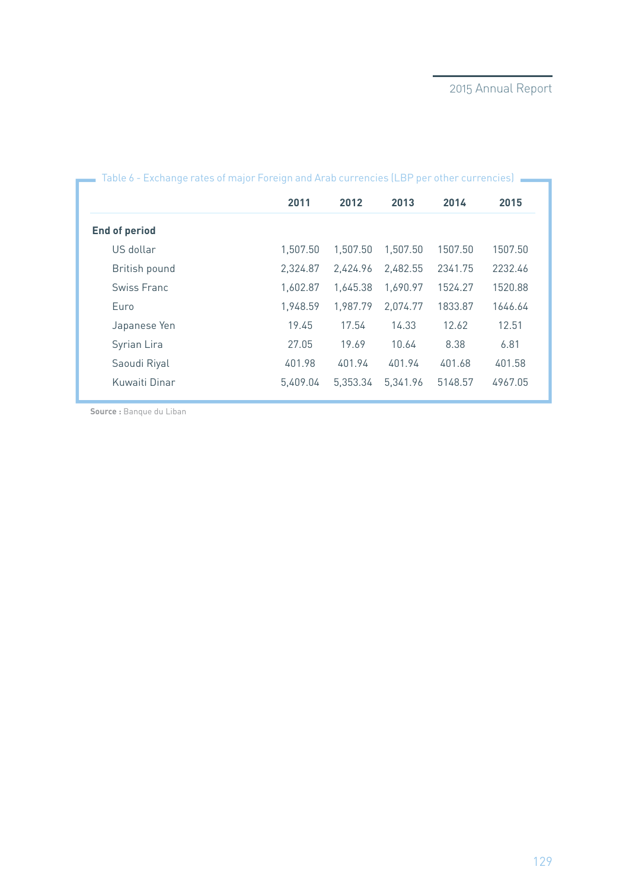Table 6 - Exchange rates of major Foreign and Arab currencies (LBP per other currencies)

| | 2011 | 2012 | 2013 | 2014 | 2015 |
|---|---|---|---|---|---|
| **End of period** | | | | | |
| US dollar | 1,507.50 | 1,507.50 | 1,507.50 | 1507.50 | 1507.50 |
| British pound | 2,324.87 | 2,424.96 | 2,482.55 | 2341.75 | 2232.46 |
| Swiss Franc | 1,602.87 | 1,645.38 | 1,690.97 | 1524.27 | 1520.88 |
| Euro | 1,948.59 | 1,987.79 | 2,074.77 | 1833.87 | 1646.64 |
| Japanese Yen | 19.45 | 17.54 | 14.33 | 12.62 | 12.51 |
| Syrian Lira | 27.05 | 19.69 | 10.64 | 8.38 | 6.81 |
| Saoudi Riyal | 401.98 | 401.94 | 401.94 | 401.68 | 401.58 |
| Kuwaiti Dinar | 5,409.04 | 5,353.34 | 5,341.96 | 5148.57 | 4967.05 |

**Source :** Banque du Liban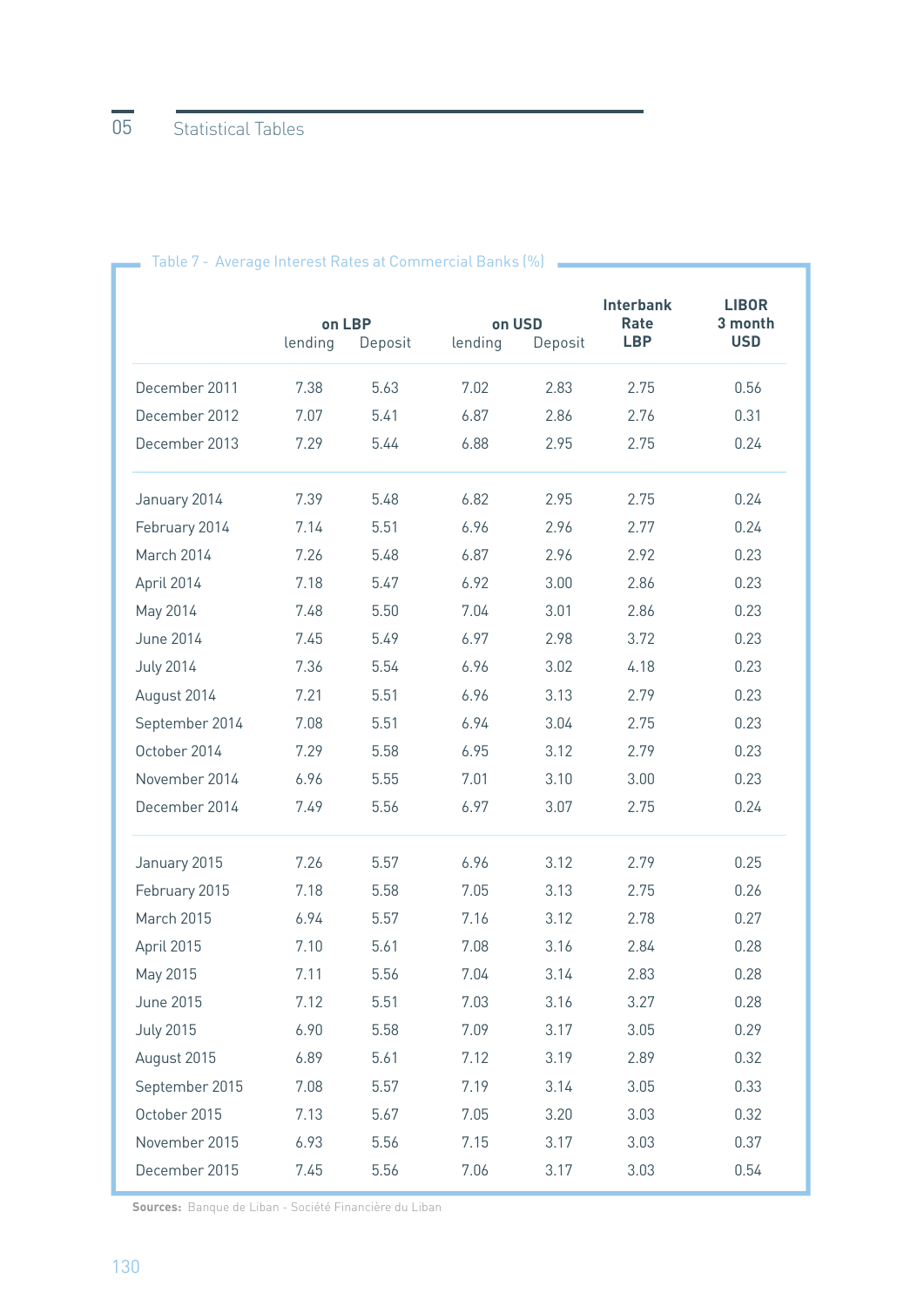Table 7 - Average Interest Rates at Commercial Banks (%)

| | on LBP | | on USD | | Interbank Rate LBP | LIBOR 3 month USD |
|---|---|---|---|---|---|---|
| | lending | Deposit | lending | Deposit | | |
| December 2011 | 7.38 | 5.63 | 7.02 | 2.83 | 2.75 | 0.56 |
| December 2012 | 7.07 | 5.41 | 6.87 | 2.86 | 2.76 | 0.31 |
| December 2013 | 7.29 | 5.44 | 6.88 | 2.95 | 2.75 | 0.24 |
| January 2014 | 7.39 | 5.48 | 6.82 | 2.95 | 2.75 | 0.24 |
| February 2014 | 7.14 | 5.51 | 6.96 | 2.96 | 2.77 | 0.24 |
| March 2014 | 7.26 | 5.48 | 6.87 | 2.96 | 2.92 | 0.23 |
| April 2014 | 7.18 | 5.47 | 6.92 | 3.00 | 2.86 | 0.23 |
| May 2014 | 7.48 | 5.50 | 7.04 | 3.01 | 2.86 | 0.23 |
| June 2014 | 7.45 | 5.49 | 6.97 | 2.98 | 3.72 | 0.23 |
| July 2014 | 7.36 | 5.54 | 6.96 | 3.02 | 4.18 | 0.23 |
| August 2014 | 7.21 | 5.51 | 6.96 | 3.13 | 2.79 | 0.23 |
| September 2014 | 7.08 | 5.51 | 6.94 | 3.04 | 2.75 | 0.23 |
| October 2014 | 7.29 | 5.58 | 6.95 | 3.12 | 2.79 | 0.23 |
| November 2014 | 6.96 | 5.55 | 7.01 | 3.10 | 3.00 | 0.23 |
| December 2014 | 7.49 | 5.56 | 6.97 | 3.07 | 2.75 | 0.24 |
| January 2015 | 7.26 | 5.57 | 6.96 | 3.12 | 2.79 | 0.25 |
| February 2015 | 7.18 | 5.58 | 7.05 | 3.13 | 2.75 | 0.26 |
| March 2015 | 6.94 | 5.57 | 7.16 | 3.12 | 2.78 | 0.27 |
| April 2015 | 7.10 | 5.61 | 7.08 | 3.16 | 2.84 | 0.28 |
| May 2015 | 7.11 | 5.56 | 7.04 | 3.14 | 2.83 | 0.28 |
| June 2015 | 7.12 | 5.51 | 7.03 | 3.16 | 3.27 | 0.28 |
| July 2015 | 6.90 | 5.58 | 7.09 | 3.17 | 3.05 | 0.29 |
| August 2015 | 6.89 | 5.61 | 7.12 | 3.19 | 2.89 | 0.32 |
| September 2015 | 7.08 | 5.57 | 7.19 | 3.14 | 3.05 | 0.33 |
| October 2015 | 7.13 | 5.67 | 7.05 | 3.20 | 3.03 | 0.32 |
| November 2015 | 6.93 | 5.56 | 7.15 | 3.17 | 3.03 | 0.37 |
| December 2015 | 7.45 | 5.56 | 7.06 | 3.17 | 3.03 | 0.54 |

**Sources:** Banque de Liban - Société Financière du Liban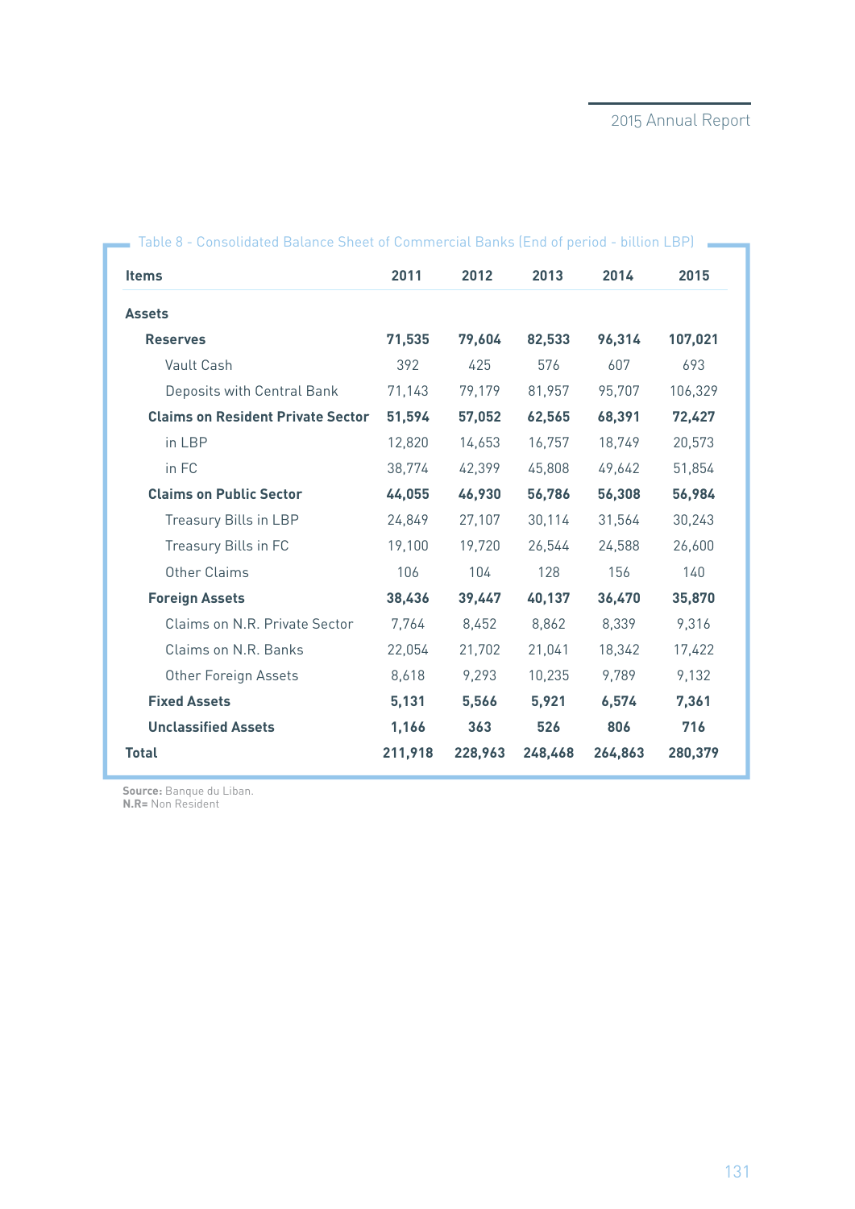Table 8 - Consolidated Balance Sheet of Commercial Banks (End of period - billion LBP)

| Items | 2011 | 2012 | 2013 | 2014 | 2015 |
|---|---|---|---|---|---|
| **Assets** | | | | | |
| **Reserves** | **71,535** | **79,604** | **82,533** | **96,314** | **107,021** |
| Vault Cash | 392 | 425 | 576 | 607 | 693 |
| Deposits with Central Bank | 71,143 | 79,179 | 81,957 | 95,707 | 106,329 |
| **Claims on Resident Private Sector** | **51,594** | **57,052** | **62,565** | **68,391** | **72,427** |
| in LBP | 12,820 | 14,653 | 16,757 | 18,749 | 20,573 |
| in FC | 38,774 | 42,399 | 45,808 | 49,642 | 51,854 |
| **Claims on Public Sector** | **44,055** | **46,930** | **56,786** | **56,308** | **56,984** |
| Treasury Bills in LBP | 24,849 | 27,107 | 30,114 | 31,564 | 30,243 |
| Treasury Bills in FC | 19,100 | 19,720 | 26,544 | 24,588 | 26,600 |
| Other Claims | 106 | 104 | 128 | 156 | 140 |
| **Foreign Assets** | **38,436** | **39,447** | **40,137** | **36,470** | **35,870** |
| Claims on N.R. Private Sector | 7,764 | 8,452 | 8,862 | 8,339 | 9,316 |
| Claims on N.R. Banks | 22,054 | 21,702 | 21,041 | 18,342 | 17,422 |
| Other Foreign Assets | 8,618 | 9,293 | 10,235 | 9,789 | 9,132 |
| **Fixed Assets** | **5,131** | **5,566** | **5,921** | **6,574** | **7,361** |
| **Unclassified Assets** | **1,166** | **363** | **526** | **806** | **716** |
| **Total** | **211,918** | **228,963** | **248,468** | **264,863** | **280,379** |

**Source:** Banque du Liban.
**N.R=** Non Resident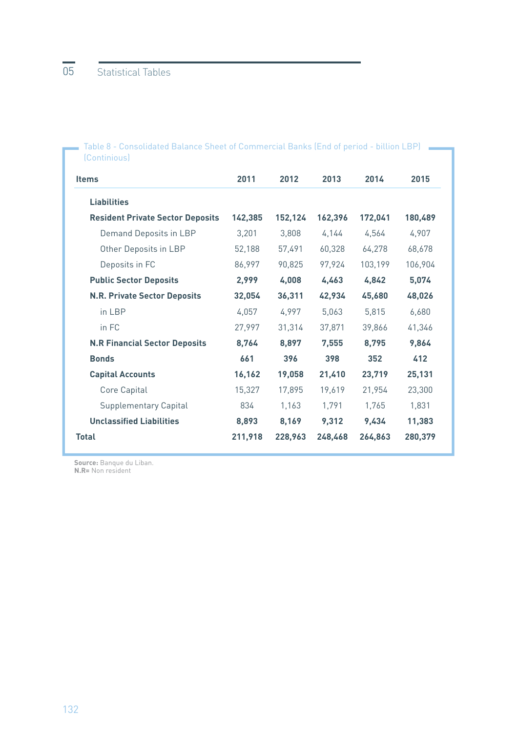Table 8 - Consolidated Balance Sheet of Commercial Banks (End of period - billion LBP) (Continious)

| Items | 2011 | 2012 | 2013 | 2014 | 2015 |
|---|---|---|---|---|---|
| **Liabilities** | | | | | |
| **Resident Private Sector Deposits** | **142,385** | **152,124** | **162,396** | **172,041** | **180,489** |
| Demand Deposits in LBP | 3,201 | 3,808 | 4,144 | 4,564 | 4,907 |
| Other Deposits in LBP | 52,188 | 57,491 | 60,328 | 64,278 | 68,678 |
| Deposits in FC | 86,997 | 90,825 | 97,924 | 103,199 | 106,904 |
| **Public Sector Deposits** | **2,999** | **4,008** | **4,463** | **4,842** | **5,074** |
| **N.R. Private Sector Deposits** | **32,054** | **36,311** | **42,934** | **45,680** | **48,026** |
| in LBP | 4,057 | 4,997 | 5,063 | 5,815 | 6,680 |
| in FC | 27,997 | 31,314 | 37,871 | 39,866 | 41,346 |
| **N.R Financial Sector Deposits** | **8,764** | **8,897** | **7,555** | **8,795** | **9,864** |
| **Bonds** | **661** | **396** | **398** | **352** | **412** |
| **Capital Accounts** | **16,162** | **19,058** | **21,410** | **23,719** | **25,131** |
| Core Capital | 15,327 | 17,895 | 19,619 | 21,954 | 23,300 |
| Supplementary Capital | 834 | 1,163 | 1,791 | 1,765 | 1,831 |
| **Unclassified Liabilities** | **8,893** | **8,169** | **9,312** | **9,434** | **11,383** |
| **Total** | **211,918** | **228,963** | **248,468** | **264,863** | **280,379** |

**Source:** Banque du Liban.
**N.R=** Non resident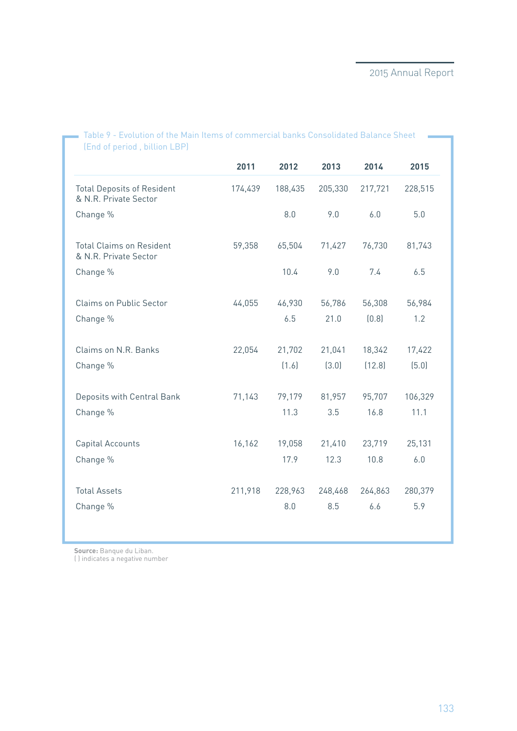Table 9 - Evolution of the Main Items of commercial banks Consolidated Balance Sheet (End of period , billion LBP)

| | 2011 | 2012 | 2013 | 2014 | 2015 |
|---|---|---|---|---|---|
| Total Deposits of Resident & N.R. Private Sector | 174,439 | 188,435 | 205,330 | 217,721 | 228,515 |
| Change % | | 8.0 | 9.0 | 6.0 | 5.0 |
| Total Claims on Resident & N.R. Private Sector | 59,358 | 65,504 | 71,427 | 76,730 | 81,743 |
| Change % | | 10.4 | 9.0 | 7.4 | 6.5 |
| Claims on Public Sector | 44,055 | 46,930 | 56,786 | 56,308 | 56,984 |
| Change % | | 6.5 | 21.0 | (0.8) | 1.2 |
| Claims on N.R. Banks | 22,054 | 21,702 | 21,041 | 18,342 | 17,422 |
| Change % | | (1.6) | (3.0) | (12.8) | (5.0) |
| Deposits with Central Bank | 71,143 | 79,179 | 81,957 | 95,707 | 106,329 |
| Change % | | 11.3 | 3.5 | 16.8 | 11.1 |
| Capital Accounts | 16,162 | 19,058 | 21,410 | 23,719 | 25,131 |
| Change % | | 17.9 | 12.3 | 10.8 | 6.0 |
| Total Assets | 211,918 | 228,963 | 248,468 | 264,863 | 280,379 |
| Change % | | 8.0 | 8.5 | 6.6 | 5.9 |

**Source:** Banque du Liban.
( ) indicates a negative number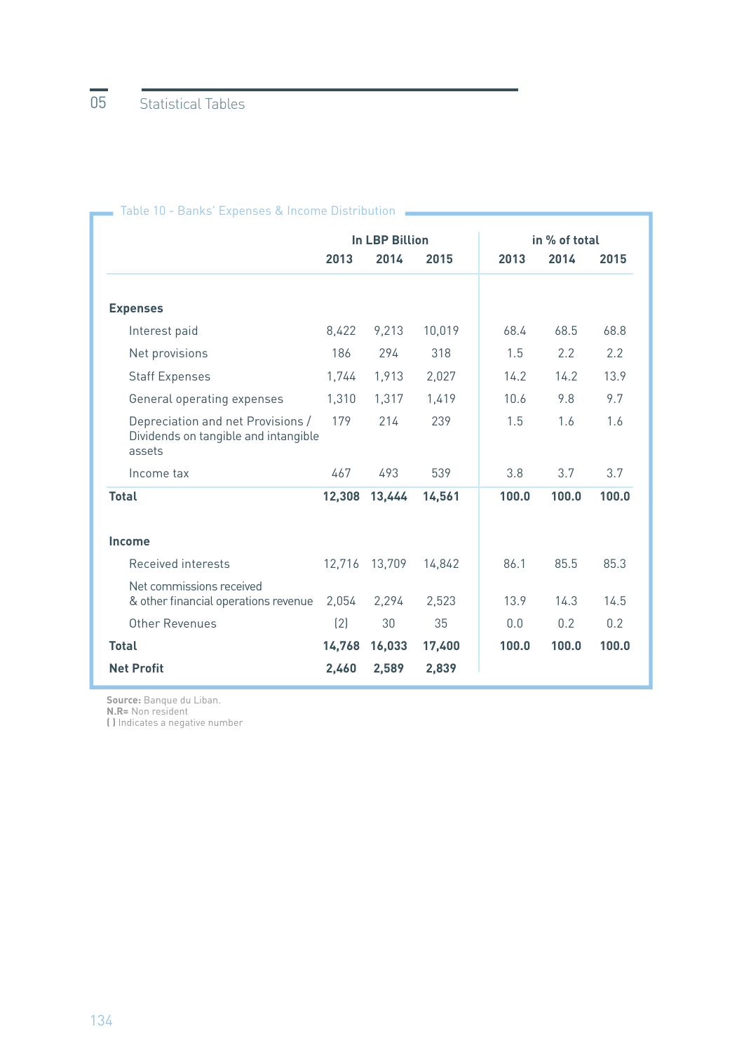Table 10 - Banks' Expenses & Income Distribution

| | In LBP Billion | | | in % of total | | |
|---|---|---|---|---|---|---|
| | 2013 | 2014 | 2015 | 2013 | 2014 | 2015 |
| **Expenses** | | | | | | |
| Interest paid | 8,422 | 9,213 | 10,019 | 68.4 | 68.5 | 68.8 |
| Net provisions | 186 | 294 | 318 | 1.5 | 2.2 | 2.2 |
| Staff Expenses | 1,744 | 1,913 | 2,027 | 14.2 | 14.2 | 13.9 |
| General operating expenses | 1,310 | 1,317 | 1,419 | 10.6 | 9.8 | 9.7 |
| Depreciation and net Provisions / Dividends on tangible and intangible assets | 179 | 214 | 239 | 1.5 | 1.6 | 1.6 |
| Income tax | 467 | 493 | 539 | 3.8 | 3.7 | 3.7 |
| **Total** | **12,308** | **13,444** | **14,561** | **100.0** | **100.0** | **100.0** |
| **Income** | | | | | | |
| Received interests | 12,716 | 13,709 | 14,842 | 86.1 | 85.5 | 85.3 |
| Net commissions received & other financial operations revenue | 2,054 | 2,294 | 2,523 | 13.9 | 14.3 | 14.5 |
| Other Revenues | (2) | 30 | 35 | 0.0 | 0.2 | 0.2 |
| **Total** | **14,768** | **16,033** | **17,400** | **100.0** | **100.0** | **100.0** |
| **Net Profit** | **2,460** | **2,589** | **2,839** | | | |

**Source:** Banque du Liban.
**N.R=** Non resident
**( )** Indicates a negative number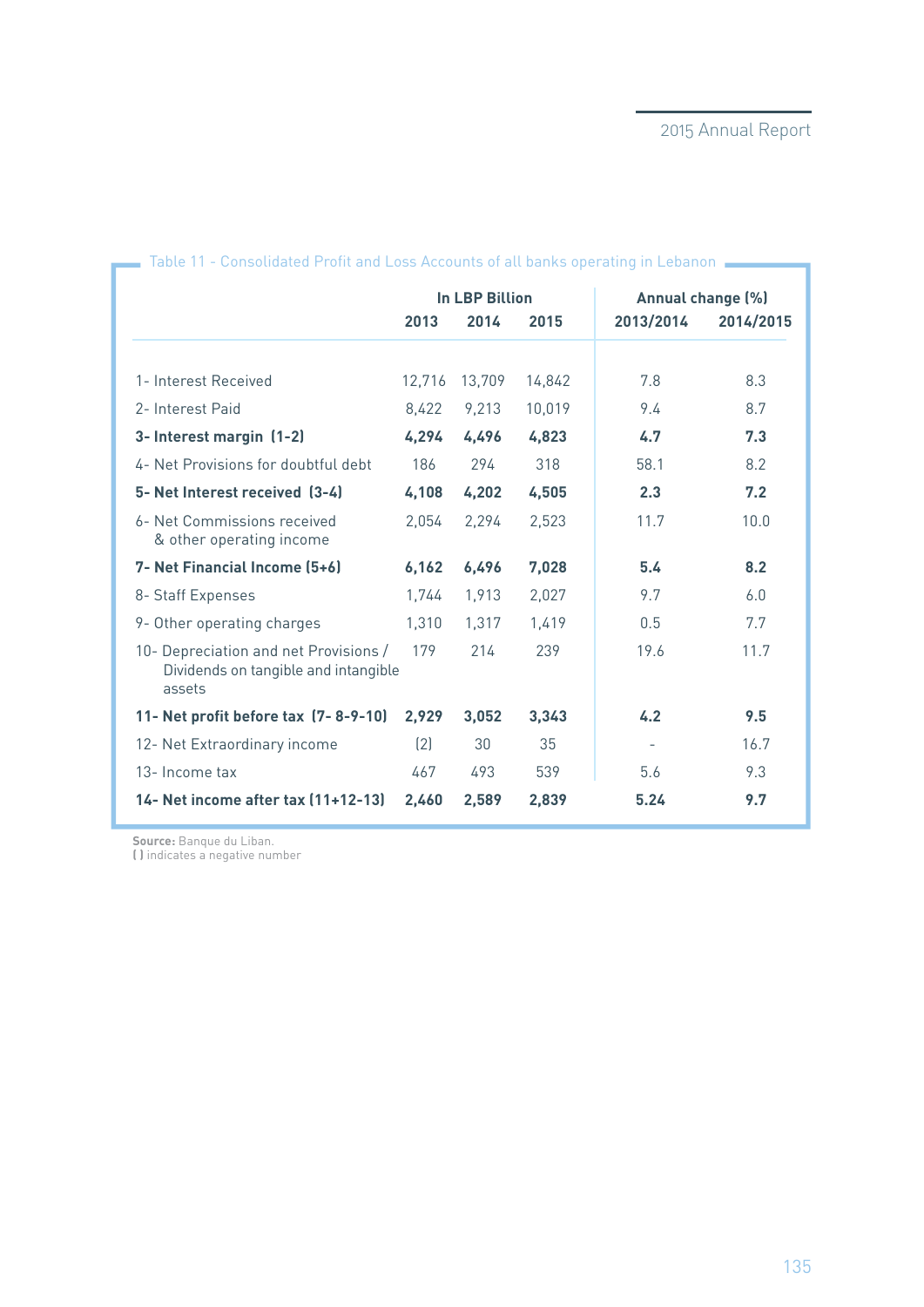Table 11 - Consolidated Profit and Loss Accounts of all banks operating in Lebanon

| | In LBP Billion | | | Annual change (%) | |
|---|---|---|---|---|---|
| | **2013** | **2014** | **2015** | **2013/2014** | **2014/2015** |
| 1- Interest Received | 12,716 | 13,709 | 14,842 | 7.8 | 8.3 |
| 2- Interest Paid | 8,422 | 9,213 | 10,019 | 9.4 | 8.7 |
| **3- Interest margin (1-2)** | **4,294** | **4,496** | **4,823** | **4.7** | **7.3** |
| 4- Net Provisions for doubtful debt | 186 | 294 | 318 | 58.1 | 8.2 |
| **5- Net Interest received (3-4)** | **4,108** | **4,202** | **4,505** | **2.3** | **7.2** |
| 6- Net Commissions received & other operating income | 2,054 | 2,294 | 2,523 | 11.7 | 10.0 |
| **7- Net Financial Income (5+6)** | **6,162** | **6,496** | **7,028** | **5.4** | **8.2** |
| 8- Staff Expenses | 1,744 | 1,913 | 2,027 | 9.7 | 6.0 |
| 9- Other operating charges | 1,310 | 1,317 | 1,419 | 0.5 | 7.7 |
| 10- Depreciation and net Provisions / Dividends on tangible and intangible assets | 179 | 214 | 239 | 19.6 | 11.7 |
| **11- Net profit before tax (7- 8-9-10)** | **2,929** | **3,052** | **3,343** | **4.2** | **9.5** |
| 12- Net Extraordinary income | (2) | 30 | 35 | - | 16.7 |
| 13- Income tax | 467 | 493 | 539 | 5.6 | 9.3 |
| **14- Net income after tax (11+12-13)** | **2,460** | **2,589** | **2,839** | **5.24** | **9.7** |

**Source:** Banque du Liban.
( ) indicates a negative number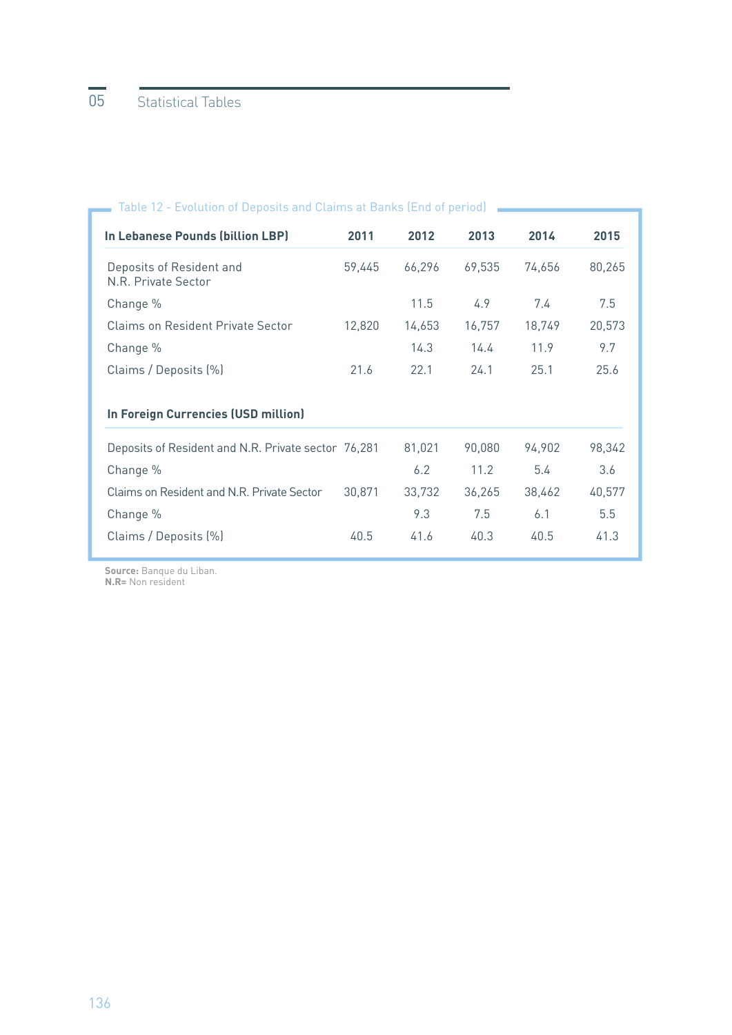Table 12 - Evolution of Deposits and Claims at Banks (End of period)

| In Lebanese Pounds (billion LBP) | 2011 | 2012 | 2013 | 2014 | 2015 |
|---|---|---|---|---|---|
| Deposits of Resident and N.R. Private Sector | 59,445 | 66,296 | 69,535 | 74,656 | 80,265 |
| Change % | | 11.5 | 4.9 | 7.4 | 7.5 |
| Claims on Resident Private Sector | 12,820 | 14,653 | 16,757 | 18,749 | 20,573 |
| Change % | | 14.3 | 14.4 | 11.9 | 9.7 |
| Claims / Deposits (%) | 21.6 | 22.1 | 24.1 | 25.1 | 25.6 |
| **In Foreign Currencies (USD million)** | | | | | |
| Deposits of Resident and N.R. Private sector | 76,281 | 81,021 | 90,080 | 94,902 | 98,342 |
| Change % | | 6.2 | 11.2 | 5.4 | 3.6 |
| Claims on Resident and N.R. Private Sector | 30,871 | 33,732 | 36,265 | 38,462 | 40,577 |
| Change % | | 9.3 | 7.5 | 6.1 | 5.5 |
| Claims / Deposits (%) | 40.5 | 41.6 | 40.3 | 40.5 | 41.3 |

**Source:** Banque du Liban.
**N.R=** Non resident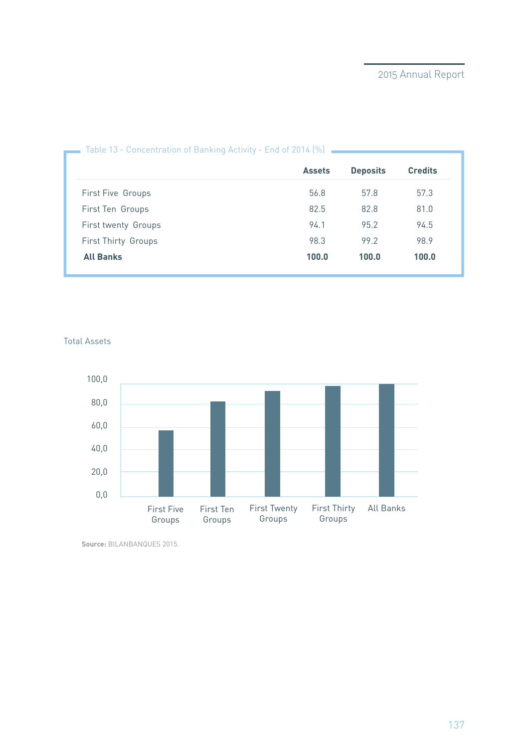Table 13 - Concentration of Banking Activity - End of 2014 (%)

| | Assets | Deposits | Credits |
|---|---|---|---|
| First Five Groups | 56.8 | 57.8 | 57.3 |
| First Ten Groups | 82.5 | 82.8 | 81.0 |
| First twenty Groups | 94.1 | 95.2 | 94.5 |
| First Thirty Groups | 98.3 | 99.2 | 98.9 |
| **All Banks** | **100.0** | **100.0** | **100.0** |

Total Assets

100,0
80,0
60,0
40,0
20,0
0,0

First Five Groups | First Ten Groups | First Twenty Groups | First Thirty Groups | All Banks

**Source:** BILANBANQUES 2015.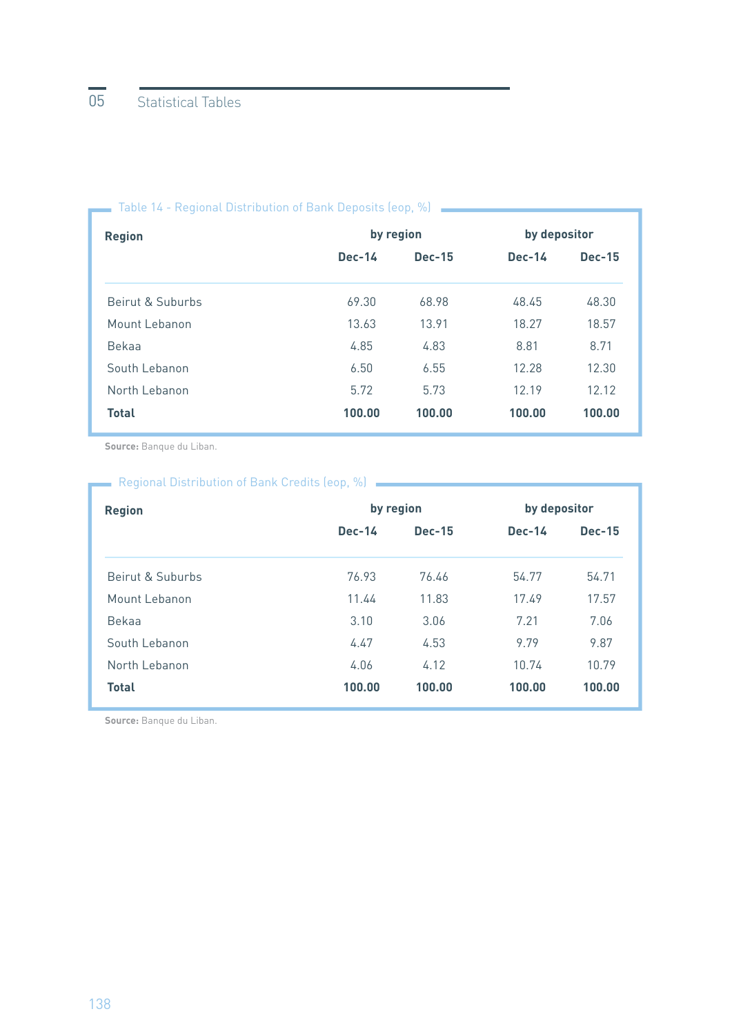Table 14 - Regional Distribution of Bank Deposits (eop, %)

| Region | by region | | by depositor | |
|---|---|---|---|---|
| | Dec-14 | Dec-15 | Dec-14 | Dec-15 |
| Beirut & Suburbs | 69.30 | 68.98 | 48.45 | 48.30 |
| Mount Lebanon | 13.63 | 13.91 | 18.27 | 18.57 |
| Bekaa | 4.85 | 4.83 | 8.81 | 8.71 |
| South Lebanon | 6.50 | 6.55 | 12.28 | 12.30 |
| North Lebanon | 5.72 | 5.73 | 12.19 | 12.12 |
| **Total** | **100.00** | **100.00** | **100.00** | **100.00** |

**Source:** Banque du Liban.

Regional Distribution of Bank Credits (eop, %)

| Region | by region | | by depositor | |
|---|---|---|---|---|
| | Dec-14 | Dec-15 | Dec-14 | Dec-15 |
| Beirut & Suburbs | 76.93 | 76.46 | 54.77 | 54.71 |
| Mount Lebanon | 11.44 | 11.83 | 17.49 | 17.57 |
| Bekaa | 3.10 | 3.06 | 7.21 | 7.06 |
| South Lebanon | 4.47 | 4.53 | 9.79 | 9.87 |
| North Lebanon | 4.06 | 4.12 | 10.74 | 10.79 |
| **Total** | **100.00** | **100.00** | **100.00** | **100.00** |

**Source:** Banque du Liban.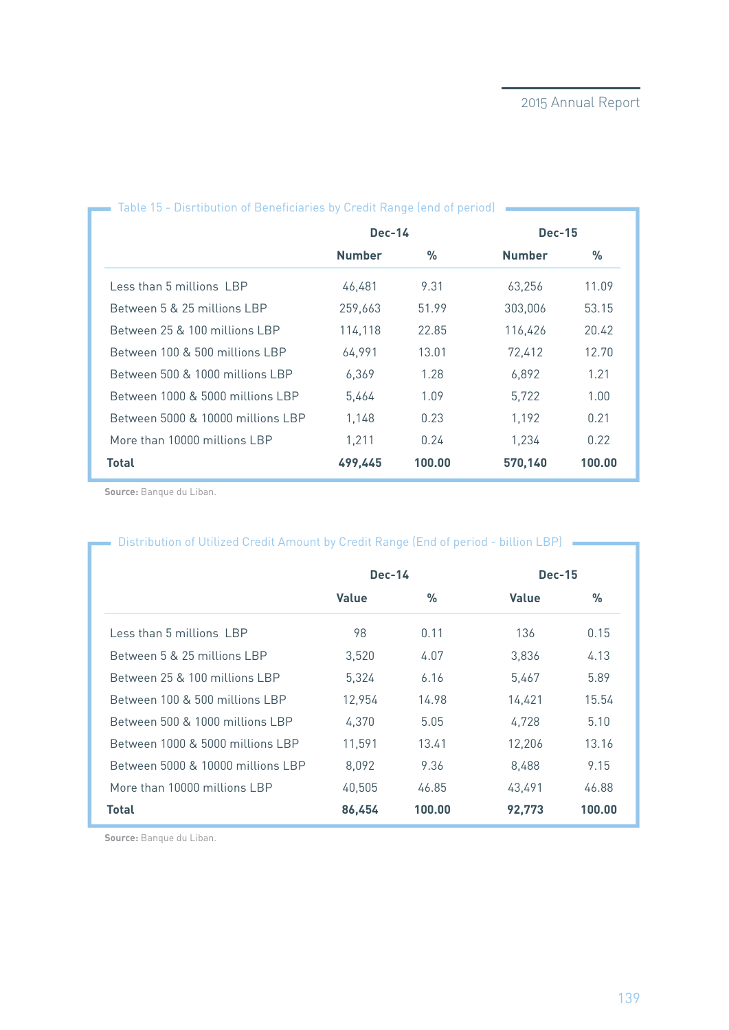Table 15 - Disrtibution of Beneficiaries by Credit Range (end of period)

| | Dec-14 | | Dec-15 | |
|---|---|---|---|---|
| | Number | % | Number | % |
| Less than 5 millions LBP | 46,481 | 9.31 | 63,256 | 11.09 |
| Between 5 & 25 millions LBP | 259,663 | 51.99 | 303,006 | 53.15 |
| Between 25 & 100 millions LBP | 114,118 | 22.85 | 116,426 | 20.42 |
| Between 100 & 500 millions LBP | 64,991 | 13.01 | 72,412 | 12.70 |
| Between 500 & 1000 millions LBP | 6,369 | 1.28 | 6,892 | 1.21 |
| Between 1000 & 5000 millions LBP | 5,464 | 1.09 | 5,722 | 1.00 |
| Between 5000 & 10000 millions LBP | 1,148 | 0.23 | 1,192 | 0.21 |
| More than 10000 millions LBP | 1,211 | 0.24 | 1,234 | 0.22 |
| **Total** | **499,445** | **100.00** | **570,140** | **100.00** |

**Source:** Banque du Liban.

Distribution of Utilized Credit Amount by Credit Range (End of period - billion LBP)

| | Dec-14 | | Dec-15 | |
|---|---|---|---|---|
| | Value | % | Value | % |
| Less than 5 millions LBP | 98 | 0.11 | 136 | 0.15 |
| Between 5 & 25 millions LBP | 3,520 | 4.07 | 3,836 | 4.13 |
| Between 25 & 100 millions LBP | 5,324 | 6.16 | 5,467 | 5.89 |
| Between 100 & 500 millions LBP | 12,954 | 14.98 | 14,421 | 15.54 |
| Between 500 & 1000 millions LBP | 4,370 | 5.05 | 4,728 | 5.10 |
| Between 1000 & 5000 millions LBP | 11,591 | 13.41 | 12,206 | 13.16 |
| Between 5000 & 10000 millions LBP | 8,092 | 9.36 | 8,488 | 9.15 |
| More than 10000 millions LBP | 40,505 | 46.85 | 43,491 | 46.88 |
| **Total** | **86,454** | **100.00** | **92,773** | **100.00** |

**Source:** Banque du Liban.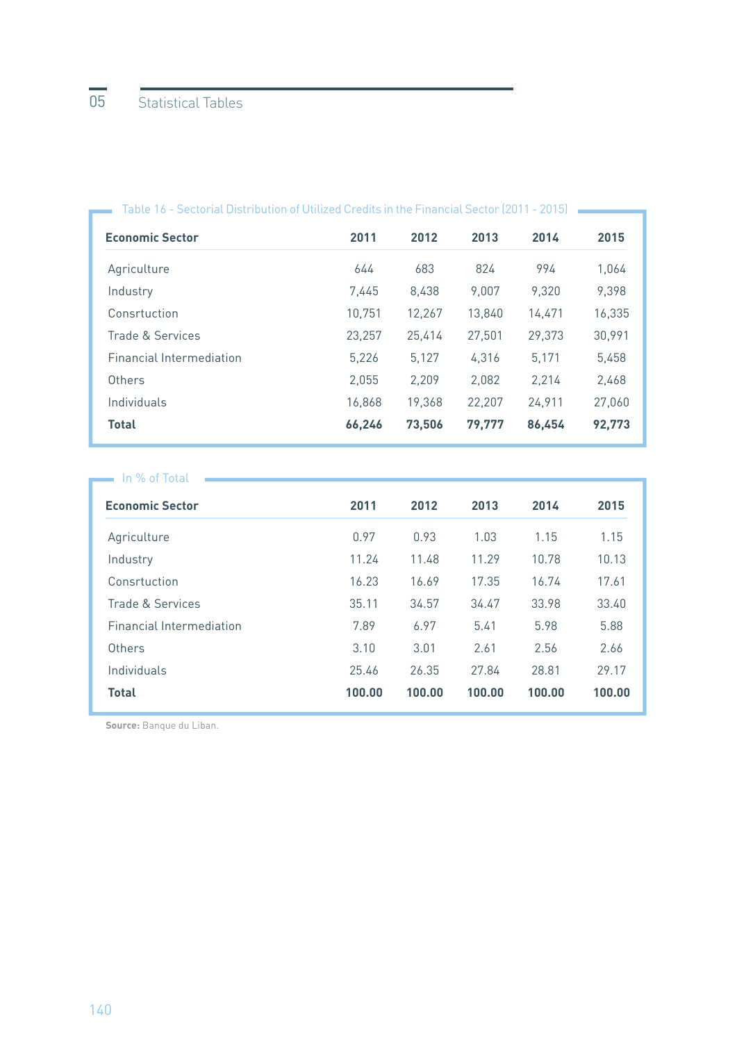Table 16 - Sectorial Distribution of Utilized Credits in the Financial Sector (2011 - 2015)

| Economic Sector | 2011 | 2012 | 2013 | 2014 | 2015 |
|---|---|---|---|---|---|
| Agriculture | 644 | 683 | 824 | 994 | 1,064 |
| Industry | 7,445 | 8,438 | 9,007 | 9,320 | 9,398 |
| Consrtuction | 10,751 | 12,267 | 13,840 | 14,471 | 16,335 |
| Trade & Services | 23,257 | 25,414 | 27,501 | 29,373 | 30,991 |
| Financial Intermediation | 5,226 | 5,127 | 4,316 | 5,171 | 5,458 |
| Others | 2,055 | 2,209 | 2,082 | 2,214 | 2,468 |
| Individuals | 16,868 | 19,368 | 22,207 | 24,911 | 27,060 |
| **Total** | **66,246** | **73,506** | **79,777** | **86,454** | **92,773** |

In % of Total

| Economic Sector | 2011 | 2012 | 2013 | 2014 | 2015 |
|---|---|---|---|---|---|
| Agriculture | 0.97 | 0.93 | 1.03 | 1.15 | 1.15 |
| Industry | 11.24 | 11.48 | 11.29 | 10.78 | 10.13 |
| Consrtuction | 16.23 | 16.69 | 17.35 | 16.74 | 17.61 |
| Trade & Services | 35.11 | 34.57 | 34.47 | 33.98 | 33.40 |
| Financial Intermediation | 7.89 | 6.97 | 5.41 | 5.98 | 5.88 |
| Others | 3.10 | 3.01 | 2.61 | 2.56 | 2.66 |
| Individuals | 25.46 | 26.35 | 27.84 | 28.81 | 29.17 |
| **Total** | **100.00** | **100.00** | **100.00** | **100.00** | **100.00** |

**Source:** Banque du Liban.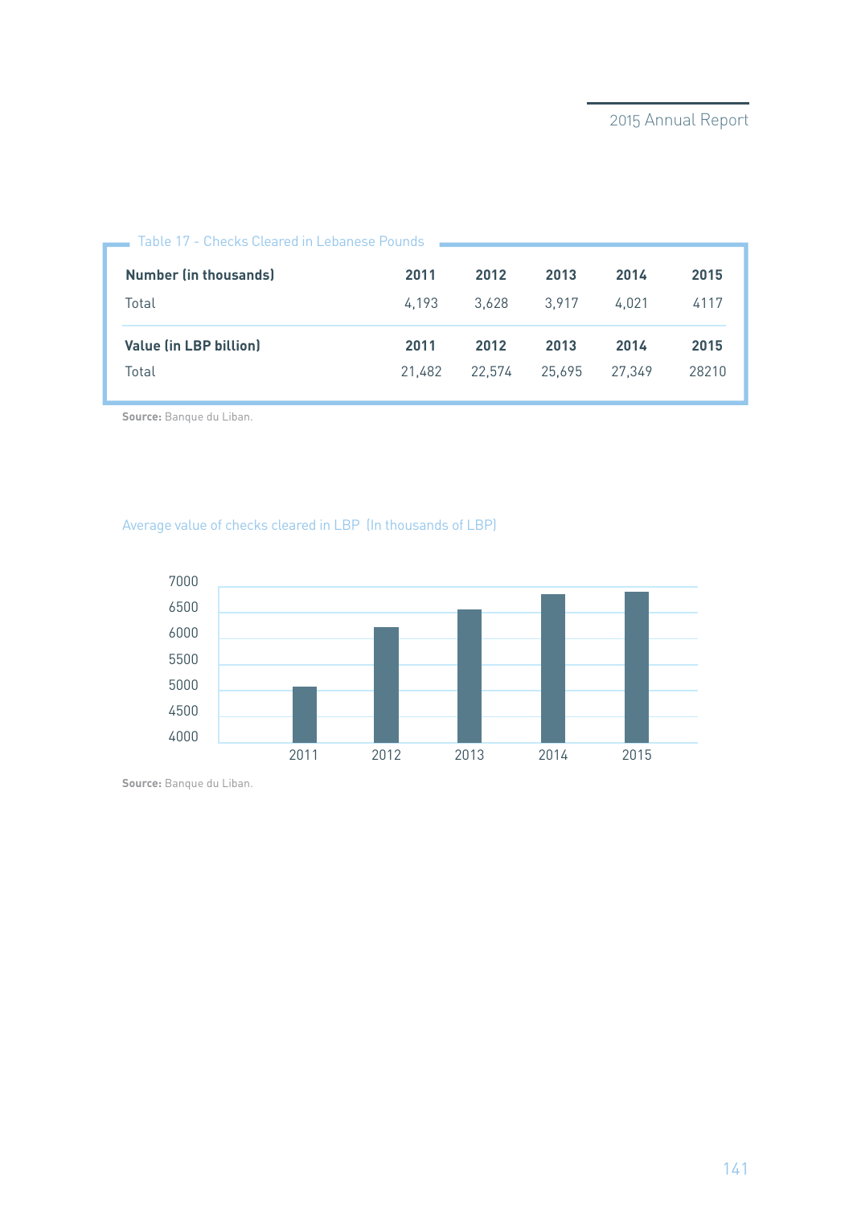Table 17 - Checks Cleared in Lebanese Pounds

| Number (in thousands) | 2011 | 2012 | 2013 | 2014 | 2015 |
|---|---|---|---|---|---|
| Total | 4,193 | 3,628 | 3,917 | 4,021 | 4117 |
| **Value (in LBP billion)** | **2011** | **2012** | **2013** | **2014** | **2015** |
| Total | 21,482 | 22,574 | 25,695 | 27,349 | 28210 |

**Source:** Banque du Liban.

Average value of checks cleared in LBP (In thousands of LBP)

**Source:** Banque du Liban.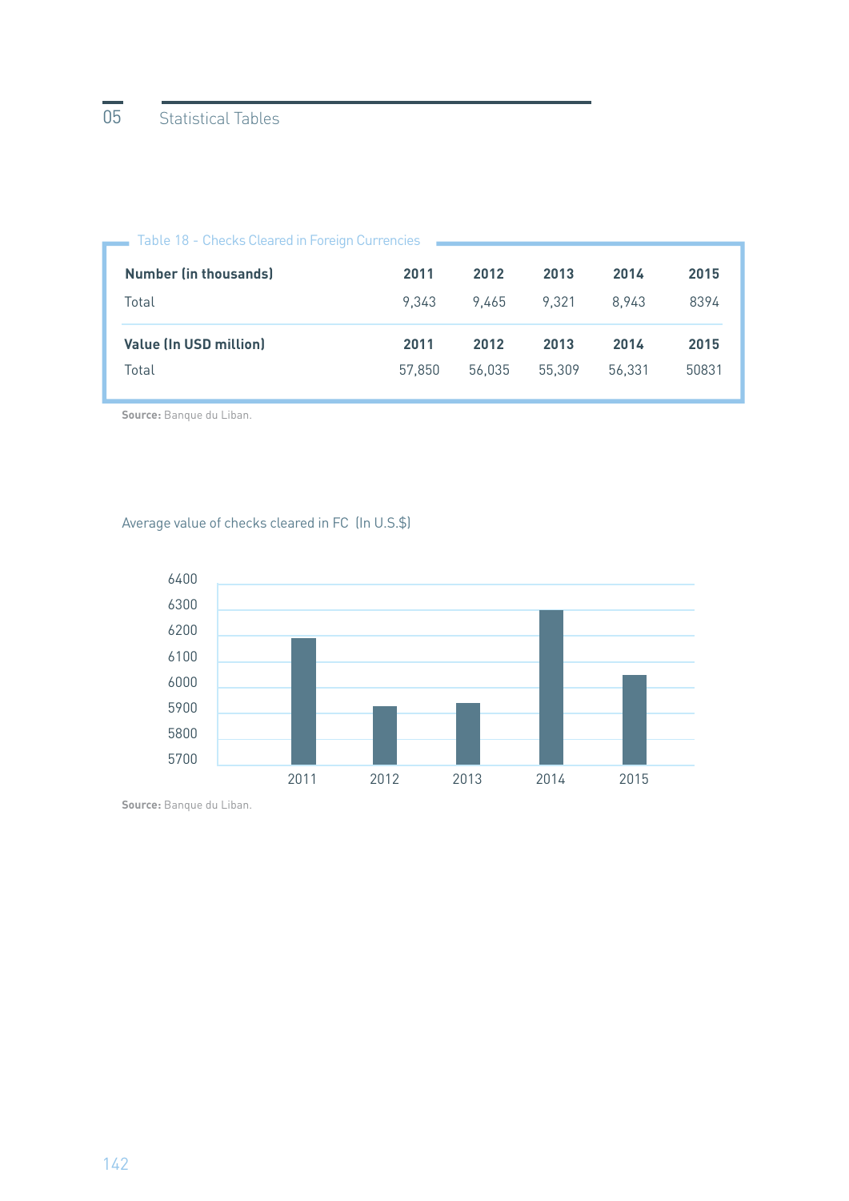Table 18 - Checks Cleared in Foreign Currencies

| Number (in thousands) | 2011 | 2012 | 2013 | 2014 | 2015 |
|---|---|---|---|---|---|
| Total | 9,343 | 9,465 | 9,321 | 8,943 | 8394 |
| **Value (In USD million)** | **2011** | **2012** | **2013** | **2014** | **2015** |
| Total | 57,850 | 56,035 | 55,309 | 56,331 | 50831 |

**Source:** Banque du Liban.

Average value of checks cleared in FC (In U.S.$)

**Source:** Banque du Liban.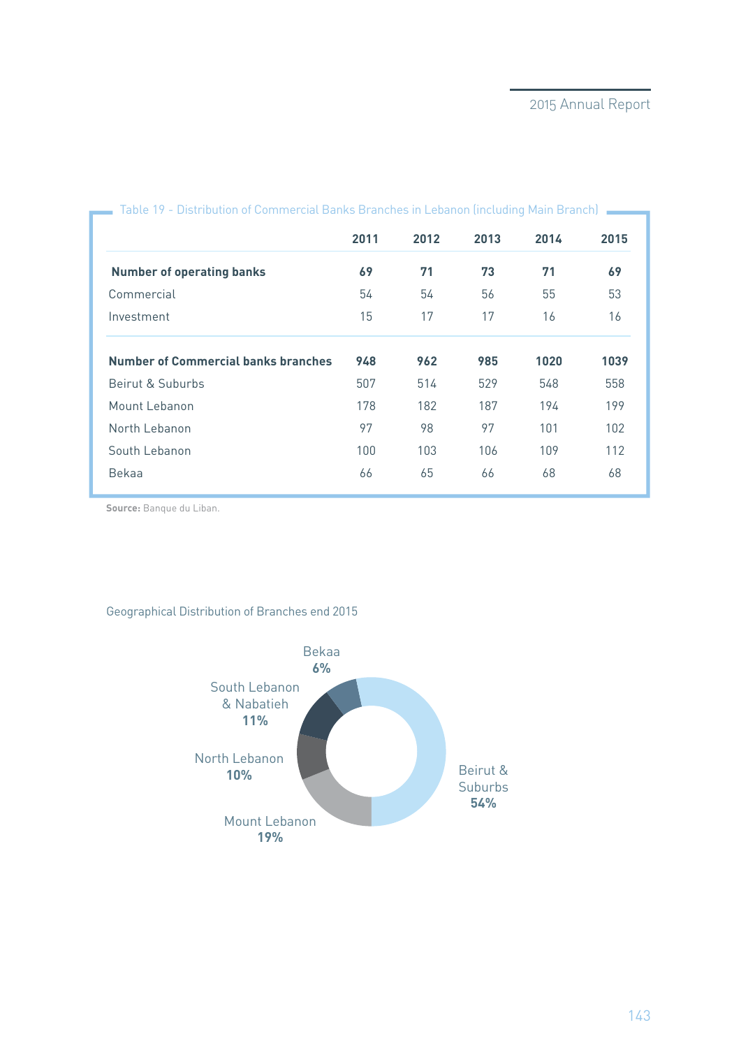Table 19 - Distribution of Commercial Banks Branches in Lebanon (including Main Branch)

| | 2011 | 2012 | 2013 | 2014 | 2015 |
|---|---|---|---|---|---|
| **Number of operating banks** | **69** | **71** | **73** | **71** | **69** |
| Commercial | 54 | 54 | 56 | 55 | 53 |
| Investment | 15 | 17 | 17 | 16 | 16 |
| **Number of Commercial banks branches** | **948** | **962** | **985** | **1020** | **1039** |
| Beirut & Suburbs | 507 | 514 | 529 | 548 | 558 |
| Mount Lebanon | 178 | 182 | 187 | 194 | 199 |
| North Lebanon | 97 | 98 | 97 | 101 | 102 |
| South Lebanon | 100 | 103 | 106 | 109 | 112 |
| Bekaa | 66 | 65 | 66 | 68 | 68 |

**Source:** Banque du Liban.

Geographical Distribution of Branches end 2015

Bekaa **6%**

South Lebanon & Nabatieh **11%**

North Lebanon **10%**

Mount Lebanon **19%**

Beirut & Suburbs **54%**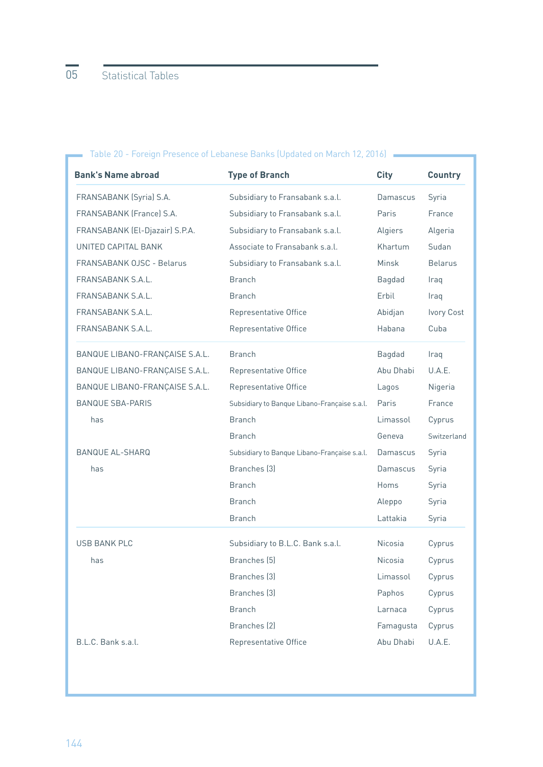## Table 20 - Foreign Presence of Lebanese Banks (Updated on March 12, 2016)

| Bank's Name abroad | Type of Branch | City | Country |
|---|---|---|---|
| FRANSABANK (Syria) S.A. | Subsidiary to Fransabank s.a.l. | Damascus | Syria |
| FRANSABANK (France) S.A. | Subsidiary to Fransabank s.a.l. | Paris | France |
| FRANSABANK (El-Djazair) S.P.A. | Subsidiary to Fransabank s.a.l. | Algiers | Algeria |
| UNITED CAPITAL BANK | Associate to Fransabank s.a.l. | Khartum | Sudan |
| FRANSABANK OJSC - Belarus | Subsidiary to Fransabank s.a.l. | Minsk | Belarus |
| FRANSABANK S.A.L. | Branch | Bagdad | Iraq |
| FRANSABANK S.A.L. | Branch | Erbil | Iraq |
| FRANSABANK S.A.L. | Representative Office | Abidjan | Ivory Cost |
| FRANSABANK S.A.L. | Representative Office | Habana | Cuba |
| BANQUE LIBANO-FRANÇAISE S.A.L. | Branch | Bagdad | Iraq |
| BANQUE LIBANO-FRANÇAISE S.A.L. | Representative Office | Abu Dhabi | U.A.E. |
| BANQUE LIBANO-FRANÇAISE S.A.L. | Representative Office | Lagos | Nigeria |
| BANQUE SBA-PARIS | Subsidiary to Banque Libano-Française s.a.l. | Paris | France |
| has | Branch | Limassol | Cyprus |
| | Branch | Geneva | Switzerland |
| BANQUE AL-SHARQ | Subsidiary to Banque Libano-Française s.a.l. | Damascus | Syria |
| has | Branches (3) | Damascus | Syria |
| | Branch | Homs | Syria |
| | Branch | Aleppo | Syria |
| | Branch | Lattakia | Syria |
| USB BANK PLC | Subsidiary to B.L.C. Bank s.a.l. | Nicosia | Cyprus |
| has | Branches (5) | Nicosia | Cyprus |
| | Branches (3) | Limassol | Cyprus |
| | Branches (3) | Paphos | Cyprus |
| | Branch | Larnaca | Cyprus |
| | Branches (2) | Famagusta | Cyprus |
| B.L.C. Bank s.a.l. | Representative Office | Abu Dhabi | U.A.E. |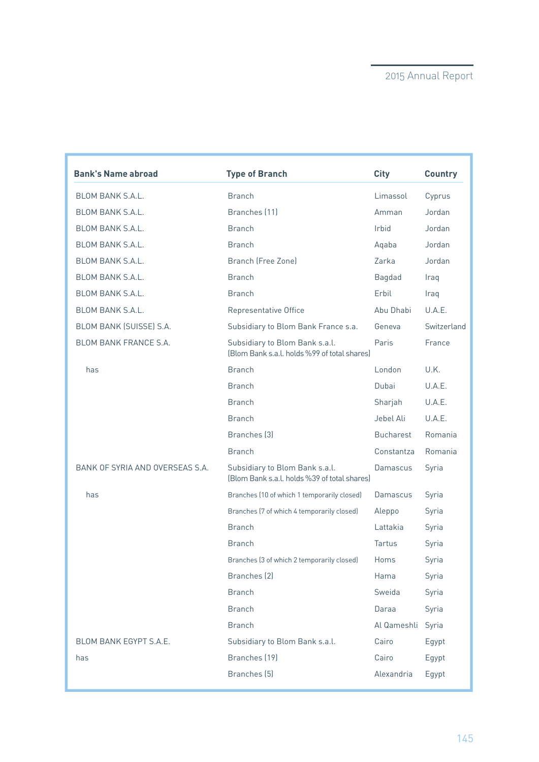| Bank's Name abroad | Type of Branch | City | Country |
|---|---|---|---|
| BLOM BANK S.A.L. | Branch | Limassol | Cyprus |
| BLOM BANK S.A.L. | Branches (11) | Amman | Jordan |
| BLOM BANK S.A.L. | Branch | Irbid | Jordan |
| BLOM BANK S.A.L. | Branch | Aqaba | Jordan |
| BLOM BANK S.A.L. | Branch (Free Zone) | Zarka | Jordan |
| BLOM BANK S.A.L. | Branch | Bagdad | Iraq |
| BLOM BANK S.A.L. | Branch | Erbil | Iraq |
| BLOM BANK S.A.L. | Representative Office | Abu Dhabi | U.A.E. |
| BLOM BANK (SUISSE) S.A. | Subsidiary to Blom Bank France s.a. | Geneva | Switzerland |
| BLOM BANK FRANCE S.A. | Subsidiary to Blom Bank s.a.l. (Blom Bank s.a.l. holds %99 of total shares) | Paris | France |
| has | Branch | London | U.K. |
| | Branch | Dubai | U.A.E. |
| | Branch | Sharjah | U.A.E. |
| | Branch | Jebel Ali | U.A.E. |
| | Branches (3) | Bucharest | Romania |
| | Branch | Constantza | Romania |
| BANK OF SYRIA AND OVERSEAS S.A. | Subsidiary to Blom Bank s.a.l. (Blom Bank s.a.l. holds %39 of total shares) | Damascus | Syria |
| has | Branches (10 of which 1 temporarily closed) | Damascus | Syria |
| | Branches (7 of which 4 temporarily closed) | Aleppo | Syria |
| | Branch | Lattakia | Syria |
| | Branch | Tartus | Syria |
| | Branches (3 of which 2 temporarily closed) | Homs | Syria |
| | Branches (2) | Hama | Syria |
| | Branch | Sweida | Syria |
| | Branch | Daraa | Syria |
| | Branch | Al Qameshli | Syria |
| BLOM BANK EGYPT S.A.E. | Subsidiary to Blom Bank s.a.l. | Cairo | Egypt |
| has | Branches (19) | Cairo | Egypt |
| | Branches (5) | Alexandria | Egypt |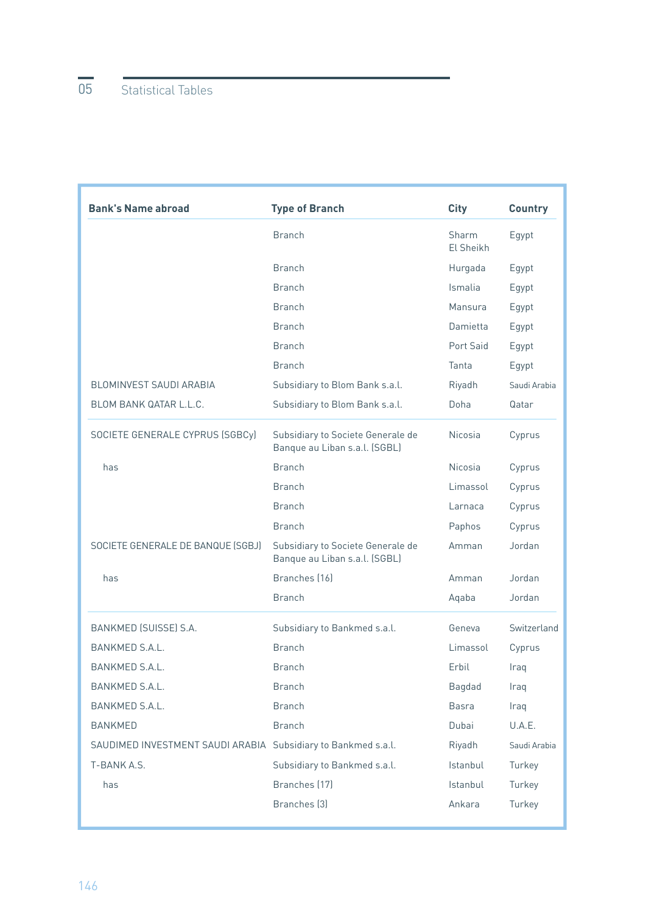| Bank's Name abroad | Type of Branch | City | Country |
|---|---|---|---|
| | Branch | Sharm El Sheikh | Egypt |
| | Branch | Hurgada | Egypt |
| | Branch | Ismalia | Egypt |
| | Branch | Mansura | Egypt |
| | Branch | Damietta | Egypt |
| | Branch | Port Said | Egypt |
| | Branch | Tanta | Egypt |
| BLOMINVEST SAUDI ARABIA | Subsidiary to Blom Bank s.a.l. | Riyadh | Saudi Arabia |
| BLOM BANK QATAR L.L.C. | Subsidiary to Blom Bank s.a.l. | Doha | Qatar |
| SOCIETE GENERALE CYPRUS (SGBCy) | Subsidiary to Societe Generale de Banque au Liban s.a.l. (SGBL) | Nicosia | Cyprus |
| has | Branch | Nicosia | Cyprus |
| | Branch | Limassol | Cyprus |
| | Branch | Larnaca | Cyprus |
| | Branch | Paphos | Cyprus |
| SOCIETE GENERALE DE BANQUE (SGBJ) | Subsidiary to Societe Generale de Banque au Liban s.a.l. (SGBL) | Amman | Jordan |
| has | Branches (16) | Amman | Jordan |
| | Branch | Aqaba | Jordan |
| BANKMED (SUISSE) S.A. | Subsidiary to Bankmed s.a.l. | Geneva | Switzerland |
| BANKMED S.A.L. | Branch | Limassol | Cyprus |
| BANKMED S.A.L. | Branch | Erbil | Iraq |
| BANKMED S.A.L. | Branch | Bagdad | Iraq |
| BANKMED S.A.L. | Branch | Basra | Iraq |
| BANKMED | Branch | Dubai | U.A.E. |
| SAUDIMED INVESTMENT SAUDI ARABIA | Subsidiary to Bankmed s.a.l. | Riyadh | Saudi Arabia |
| T-BANK A.S. | Subsidiary to Bankmed s.a.l. | Istanbul | Turkey |
| has | Branches (17) | Istanbul | Turkey |
| | Branches (3) | Ankara | Turkey |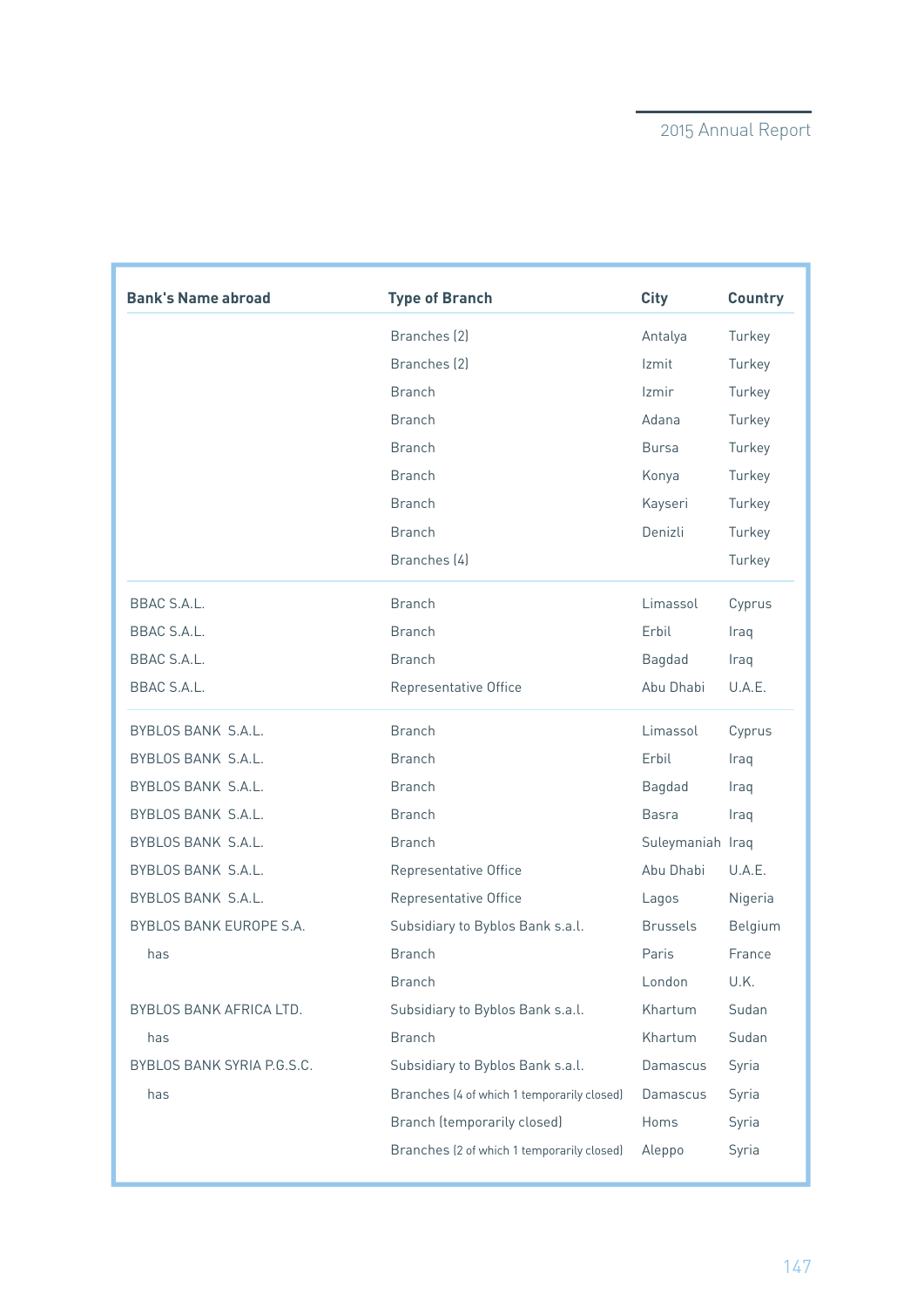| Bank's Name abroad | Type of Branch | City | Country |
|---|---|---|---|
| | Branches (2) | Antalya | Turkey |
| | Branches (2) | Izmit | Turkey |
| | Branch | Izmir | Turkey |
| | Branch | Adana | Turkey |
| | Branch | Bursa | Turkey |
| | Branch | Konya | Turkey |
| | Branch | Kayseri | Turkey |
| | Branch | Denizli | Turkey |
| | Branches (4) | | Turkey |
| BBAC S.A.L. | Branch | Limassol | Cyprus |
| BBAC S.A.L. | Branch | Erbil | Iraq |
| BBAC S.A.L. | Branch | Bagdad | Iraq |
| BBAC S.A.L. | Representative Office | Abu Dhabi | U.A.E. |
| BYBLOS BANK S.A.L. | Branch | Limassol | Cyprus |
| BYBLOS BANK S.A.L. | Branch | Erbil | Iraq |
| BYBLOS BANK S.A.L. | Branch | Bagdad | Iraq |
| BYBLOS BANK S.A.L. | Branch | Basra | Iraq |
| BYBLOS BANK S.A.L. | Branch | Suleymaniah | Iraq |
| BYBLOS BANK S.A.L. | Representative Office | Abu Dhabi | U.A.E. |
| BYBLOS BANK S.A.L. | Representative Office | Lagos | Nigeria |
| BYBLOS BANK EUROPE S.A. | Subsidiary to Byblos Bank s.a.l. | Brussels | Belgium |
| has | Branch | Paris | France |
| | Branch | London | U.K. |
| BYBLOS BANK AFRICA LTD. | Subsidiary to Byblos Bank s.a.l. | Khartum | Sudan |
| has | Branch | Khartum | Sudan |
| BYBLOS BANK SYRIA P.G.S.C. | Subsidiary to Byblos Bank s.a.l. | Damascus | Syria |
| has | Branches (4 of which 1 temporarily closed) | Damascus | Syria |
| | Branch (temporarily closed) | Homs | Syria |
| | Branches (2 of which 1 temporarily closed) | Aleppo | Syria |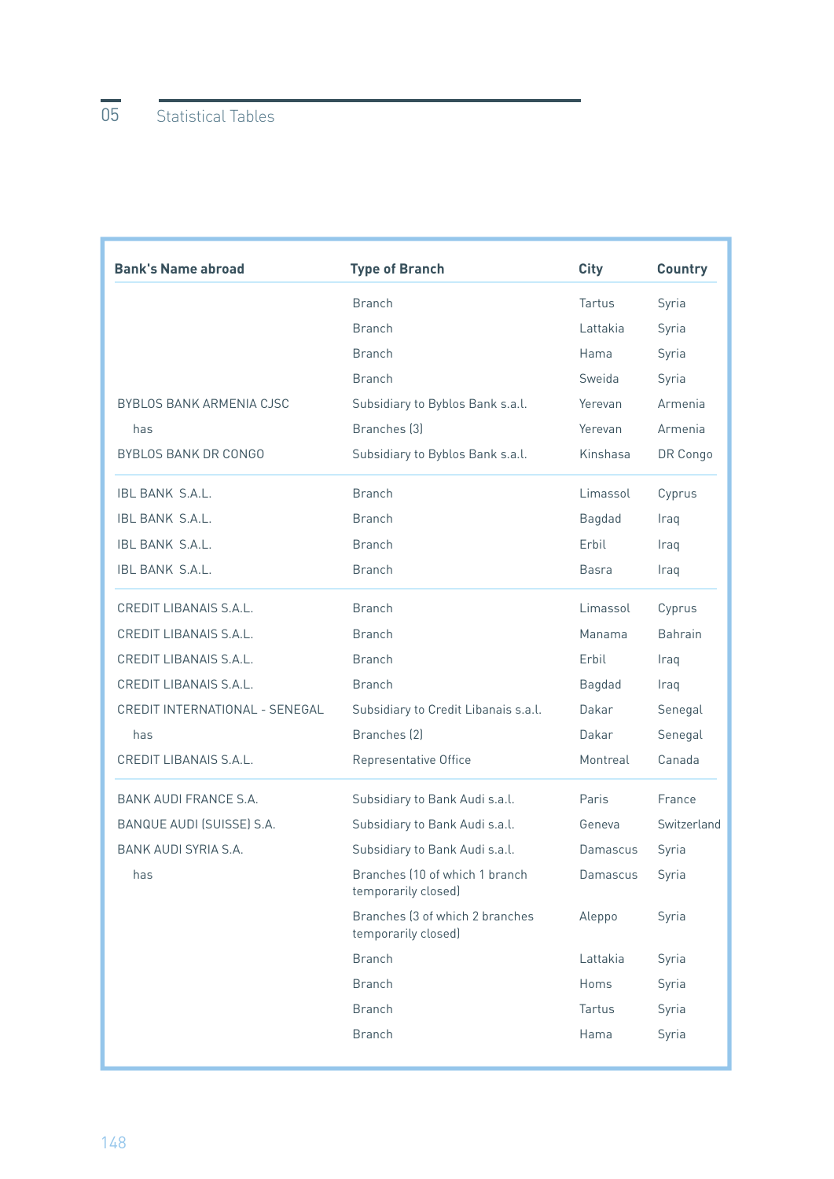| Bank's Name abroad | Type of Branch | City | Country |
|---|---|---|---|
| | Branch | Tartus | Syria |
| | Branch | Lattakia | Syria |
| | Branch | Hama | Syria |
| | Branch | Sweida | Syria |
| BYBLOS BANK ARMENIA CJSC | Subsidiary to Byblos Bank s.a.l. | Yerevan | Armenia |
| has | Branches (3) | Yerevan | Armenia |
| BYBLOS BANK DR CONGO | Subsidiary to Byblos Bank s.a.l. | Kinshasa | DR Congo |
| IBL BANK S.A.L. | Branch | Limassol | Cyprus |
| IBL BANK S.A.L. | Branch | Bagdad | Iraq |
| IBL BANK S.A.L. | Branch | Erbil | Iraq |
| IBL BANK S.A.L. | Branch | Basra | Iraq |
| CREDIT LIBANAIS S.A.L. | Branch | Limassol | Cyprus |
| CREDIT LIBANAIS S.A.L. | Branch | Manama | Bahrain |
| CREDIT LIBANAIS S.A.L. | Branch | Erbil | Iraq |
| CREDIT LIBANAIS S.A.L. | Branch | Bagdad | Iraq |
| CREDIT INTERNATIONAL - SENEGAL | Subsidiary to Credit Libanais s.a.l. | Dakar | Senegal |
| has | Branches (2) | Dakar | Senegal |
| CREDIT LIBANAIS S.A.L. | Representative Office | Montreal | Canada |
| BANK AUDI FRANCE S.A. | Subsidiary to Bank Audi s.a.l. | Paris | France |
| BANQUE AUDI (SUISSE) S.A. | Subsidiary to Bank Audi s.a.l. | Geneva | Switzerland |
| BANK AUDI SYRIA S.A. | Subsidiary to Bank Audi s.a.l. | Damascus | Syria |
| has | Branches (10 of which 1 branch temporarily closed) | Damascus | Syria |
| | Branches (3 of which 2 branches temporarily closed) | Aleppo | Syria |
| | Branch | Lattakia | Syria |
| | Branch | Homs | Syria |
| | Branch | Tartus | Syria |
| | Branch | Hama | Syria |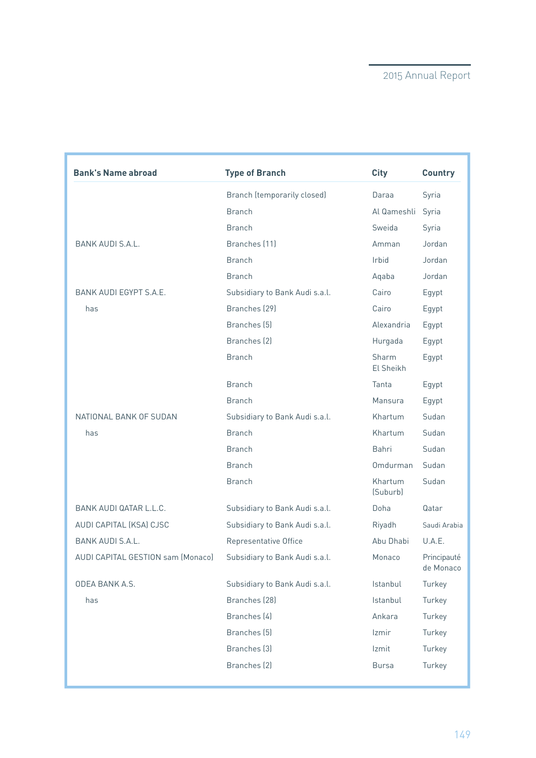| Bank's Name abroad | Type of Branch | City | Country |
|---|---|---|---|
| | Branch (temporarily closed) | Daraa | Syria |
| | Branch | Al Qameshli | Syria |
| | Branch | Sweida | Syria |
| BANK AUDI S.A.L. | Branches (11) | Amman | Jordan |
| | Branch | Irbid | Jordan |
| | Branch | Aqaba | Jordan |
| BANK AUDI EGYPT S.A.E. | Subsidiary to Bank Audi s.a.l. | Cairo | Egypt |
| has | Branches (29) | Cairo | Egypt |
| | Branches (5) | Alexandria | Egypt |
| | Branches (2) | Hurgada | Egypt |
| | Branch | Sharm El Sheikh | Egypt |
| | Branch | Tanta | Egypt |
| | Branch | Mansura | Egypt |
| NATIONAL BANK OF SUDAN | Subsidiary to Bank Audi s.a.l. | Khartum | Sudan |
| has | Branch | Khartum | Sudan |
| | Branch | Bahri | Sudan |
| | Branch | Omdurman | Sudan |
| | Branch | Khartum (Suburb) | Sudan |
| BANK AUDI QATAR L.L.C. | Subsidiary to Bank Audi s.a.l. | Doha | Qatar |
| AUDI CAPITAL (KSA) CJSC | Subsidiary to Bank Audi s.a.l. | Riyadh | Saudi Arabia |
| BANK AUDI S.A.L. | Representative Office | Abu Dhabi | U.A.E. |
| AUDI CAPITAL GESTION sam (Monaco) | Subsidiary to Bank Audi s.a.l. | Monaco | Principauté de Monaco |
| ODEA BANK A.S. | Subsidiary to Bank Audi s.a.l. | Istanbul | Turkey |
| has | Branches (28) | Istanbul | Turkey |
| | Branches (4) | Ankara | Turkey |
| | Branches (5) | Izmir | Turkey |
| | Branches (3) | Izmit | Turkey |
| | Branches (2) | Bursa | Turkey |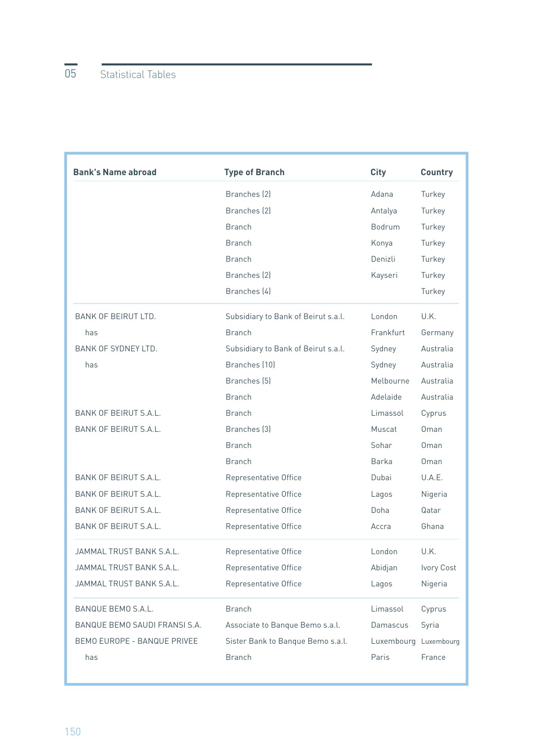| Bank's Name abroad | Type of Branch | City | Country |
|---|---|---|---|
| | Branches (2) | Adana | Turkey |
| | Branches (2) | Antalya | Turkey |
| | Branch | Bodrum | Turkey |
| | Branch | Konya | Turkey |
| | Branch | Denizli | Turkey |
| | Branches (2) | Kayseri | Turkey |
| | Branches (4) | | Turkey |
| BANK OF BEIRUT LTD. | Subsidiary to Bank of Beirut s.a.l. | London | U.K. |
| has | Branch | Frankfurt | Germany |
| BANK OF SYDNEY LTD. | Subsidiary to Bank of Beirut s.a.l. | Sydney | Australia |
| has | Branches (10) | Sydney | Australia |
| | Branches (5) | Melbourne | Australia |
| | Branch | Adelaide | Australia |
| BANK OF BEIRUT S.A.L. | Branch | Limassol | Cyprus |
| BANK OF BEIRUT S.A.L. | Branches (3) | Muscat | Oman |
| | Branch | Sohar | Oman |
| | Branch | Barka | Oman |
| BANK OF BEIRUT S.A.L. | Representative Office | Dubai | U.A.E. |
| BANK OF BEIRUT S.A.L. | Representative Office | Lagos | Nigeria |
| BANK OF BEIRUT S.A.L. | Representative Office | Doha | Qatar |
| BANK OF BEIRUT S.A.L. | Representative Office | Accra | Ghana |
| JAMMAL TRUST BANK S.A.L. | Representative Office | London | U.K. |
| JAMMAL TRUST BANK S.A.L. | Representative Office | Abidjan | Ivory Cost |
| JAMMAL TRUST BANK S.A.L. | Representative Office | Lagos | Nigeria |
| BANQUE BEMO S.A.L. | Branch | Limassol | Cyprus |
| BANQUE BEMO SAUDI FRANSI S.A. | Associate to Banque Bemo s.a.l. | Damascus | Syria |
| BEMO EUROPE - BANQUE PRIVEE | Sister Bank to Banque Bemo s.a.l. | Luxembourg | Luxembourg |
| has | Branch | Paris | France |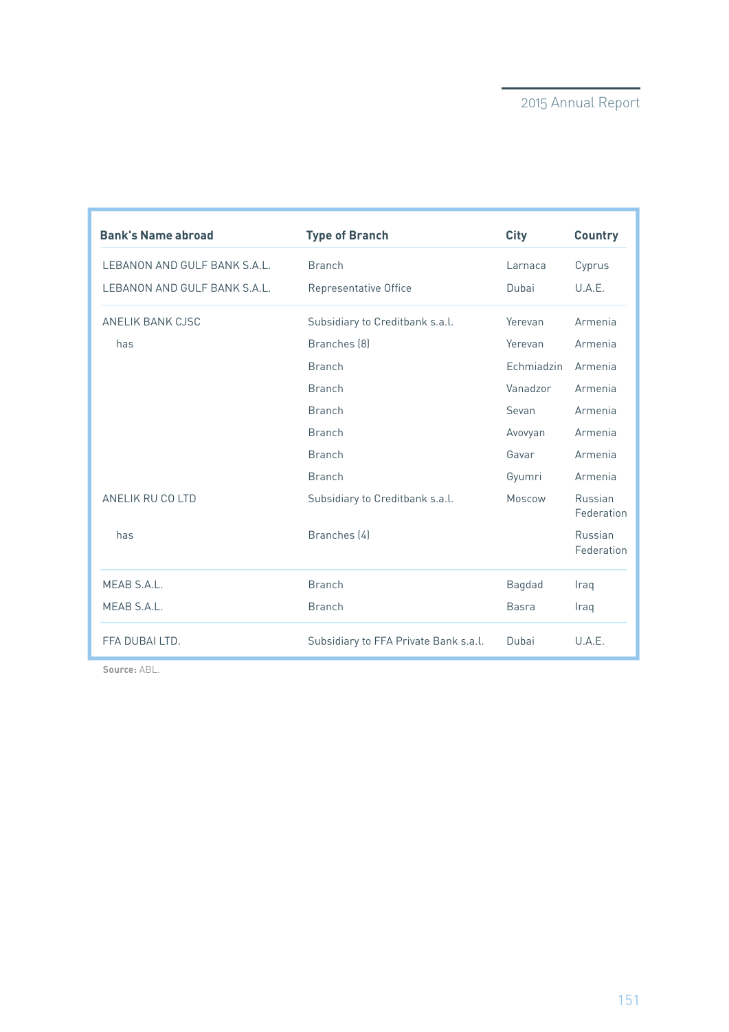| Bank's Name abroad | Type of Branch | City | Country |
|---|---|---|---|
| LEBANON AND GULF BANK S.A.L. | Branch | Larnaca | Cyprus |
| LEBANON AND GULF BANK S.A.L. | Representative Office | Dubai | U.A.E. |
| ANELIK BANK CJSC | Subsidiary to Creditbank s.a.l. | Yerevan | Armenia |
| has | Branches (8) | Yerevan | Armenia |
| | Branch | Echmiadzin | Armenia |
| | Branch | Vanadzor | Armenia |
| | Branch | Sevan | Armenia |
| | Branch | Avovyan | Armenia |
| | Branch | Gavar | Armenia |
| | Branch | Gyumri | Armenia |
| ANELIK RU CO LTD | Subsidiary to Creditbank s.a.l. | Moscow | Russian Federation |
| has | Branches (4) | | Russian Federation |
| MEAB S.A.L. | Branch | Bagdad | Iraq |
| MEAB S.A.L. | Branch | Basra | Iraq |
| FFA DUBAI LTD. | Subsidiary to FFA Private Bank s.a.l. | Dubai | U.A.E. |

**Source:** ABL.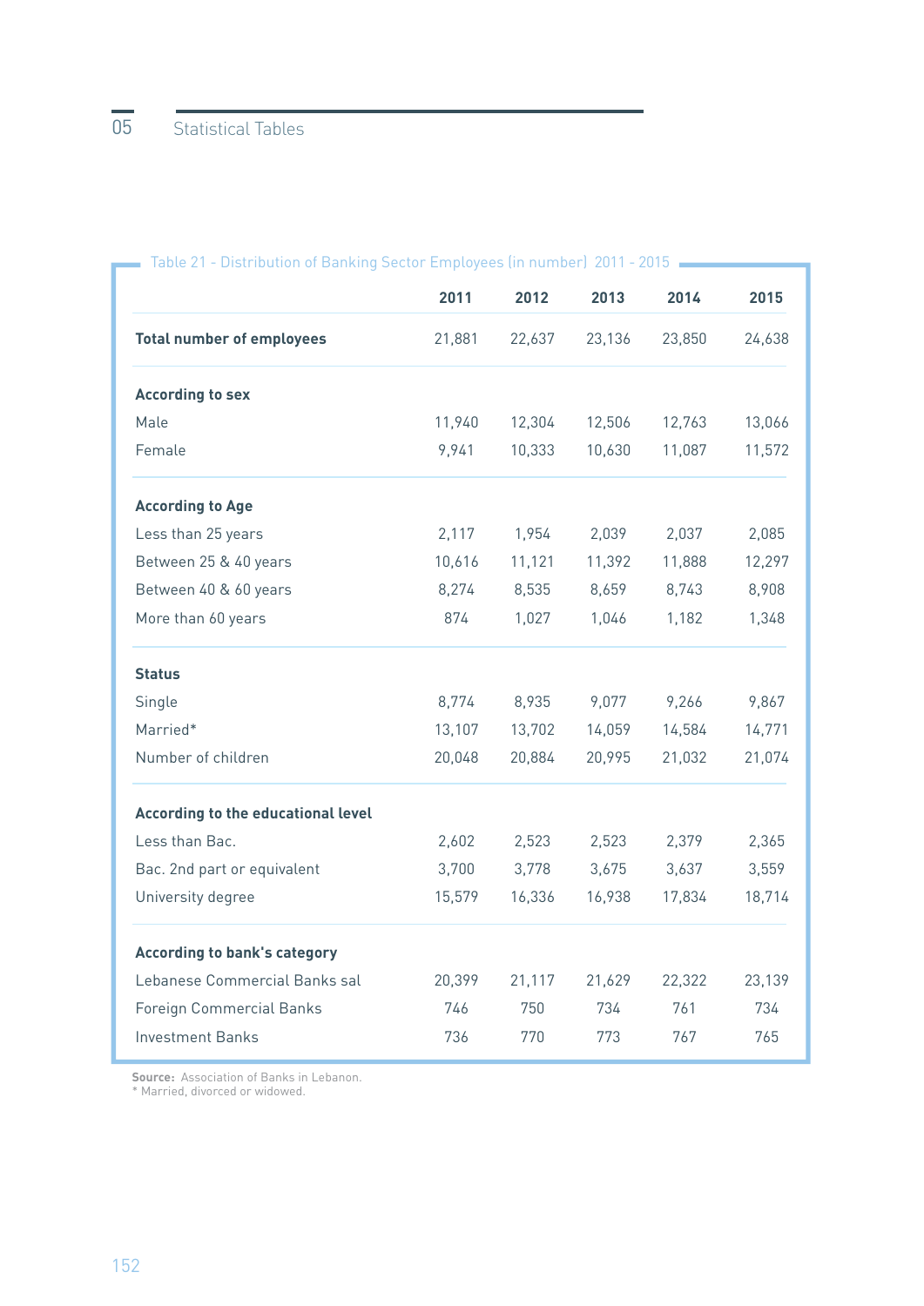Table 21 - Distribution of Banking Sector Employees (in number) 2011 - 2015

| | 2011 | 2012 | 2013 | 2014 | 2015 |
|---|---|---|---|---|---|
| **Total number of employees** | 21,881 | 22,637 | 23,136 | 23,850 | 24,638 |
| **According to sex** | | | | | |
| Male | 11,940 | 12,304 | 12,506 | 12,763 | 13,066 |
| Female | 9,941 | 10,333 | 10,630 | 11,087 | 11,572 |
| **According to Age** | | | | | |
| Less than 25 years | 2,117 | 1,954 | 2,039 | 2,037 | 2,085 |
| Between 25 & 40 years | 10,616 | 11,121 | 11,392 | 11,888 | 12,297 |
| Between 40 & 60 years | 8,274 | 8,535 | 8,659 | 8,743 | 8,908 |
| More than 60 years | 874 | 1,027 | 1,046 | 1,182 | 1,348 |
| **Status** | | | | | |
| Single | 8,774 | 8,935 | 9,077 | 9,266 | 9,867 |
| Married* | 13,107 | 13,702 | 14,059 | 14,584 | 14,771 |
| Number of children | 20,048 | 20,884 | 20,995 | 21,032 | 21,074 |
| **According to the educational level** | | | | | |
| Less than Bac. | 2,602 | 2,523 | 2,523 | 2,379 | 2,365 |
| Bac. 2nd part or equivalent | 3,700 | 3,778 | 3,675 | 3,637 | 3,559 |
| University degree | 15,579 | 16,336 | 16,938 | 17,834 | 18,714 |
| **According to bank's category** | | | | | |
| Lebanese Commercial Banks sal | 20,399 | 21,117 | 21,629 | 22,322 | 23,139 |
| Foreign Commercial Banks | 746 | 750 | 734 | 761 | 734 |
| Investment Banks | 736 | 770 | 773 | 767 | 765 |

**Source:** Association of Banks in Lebanon.
* Married, divorced or widowed.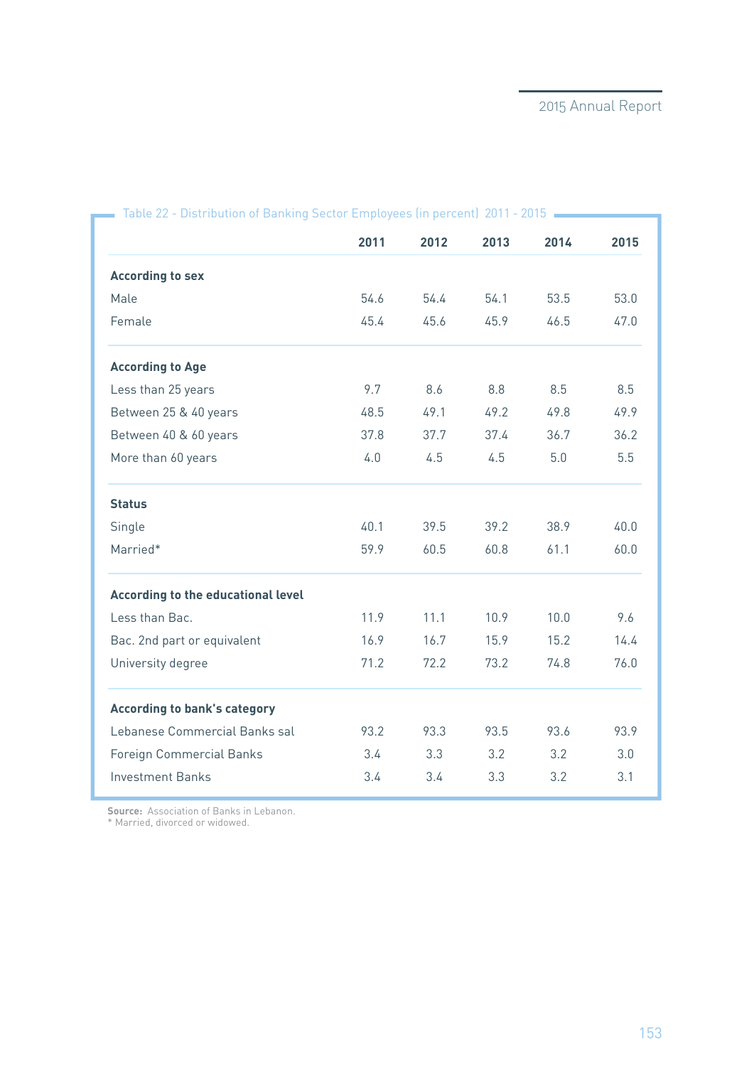Table 22 - Distribution of Banking Sector Employees (in percent) 2011 - 2015

| | 2011 | 2012 | 2013 | 2014 | 2015 |
|---|---|---|---|---|---|
| **According to sex** | | | | | |
| Male | 54.6 | 54.4 | 54.1 | 53.5 | 53.0 |
| Female | 45.4 | 45.6 | 45.9 | 46.5 | 47.0 |
| **According to Age** | | | | | |
| Less than 25 years | 9.7 | 8.6 | 8.8 | 8.5 | 8.5 |
| Between 25 & 40 years | 48.5 | 49.1 | 49.2 | 49.8 | 49.9 |
| Between 40 & 60 years | 37.8 | 37.7 | 37.4 | 36.7 | 36.2 |
| More than 60 years | 4.0 | 4.5 | 4.5 | 5.0 | 5.5 |
| **Status** | | | | | |
| Single | 40.1 | 39.5 | 39.2 | 38.9 | 40.0 |
| Married* | 59.9 | 60.5 | 60.8 | 61.1 | 60.0 |
| **According to the educational level** | | | | | |
| Less than Bac. | 11.9 | 11.1 | 10.9 | 10.0 | 9.6 |
| Bac. 2nd part or equivalent | 16.9 | 16.7 | 15.9 | 15.2 | 14.4 |
| University degree | 71.2 | 72.2 | 73.2 | 74.8 | 76.0 |
| **According to bank's category** | | | | | |
| Lebanese Commercial Banks sal | 93.2 | 93.3 | 93.5 | 93.6 | 93.9 |
| Foreign Commercial Banks | 3.4 | 3.3 | 3.2 | 3.2 | 3.0 |
| Investment Banks | 3.4 | 3.4 | 3.3 | 3.2 | 3.1 |

**Source:** Association of Banks in Lebanon.
* Married, divorced or widowed.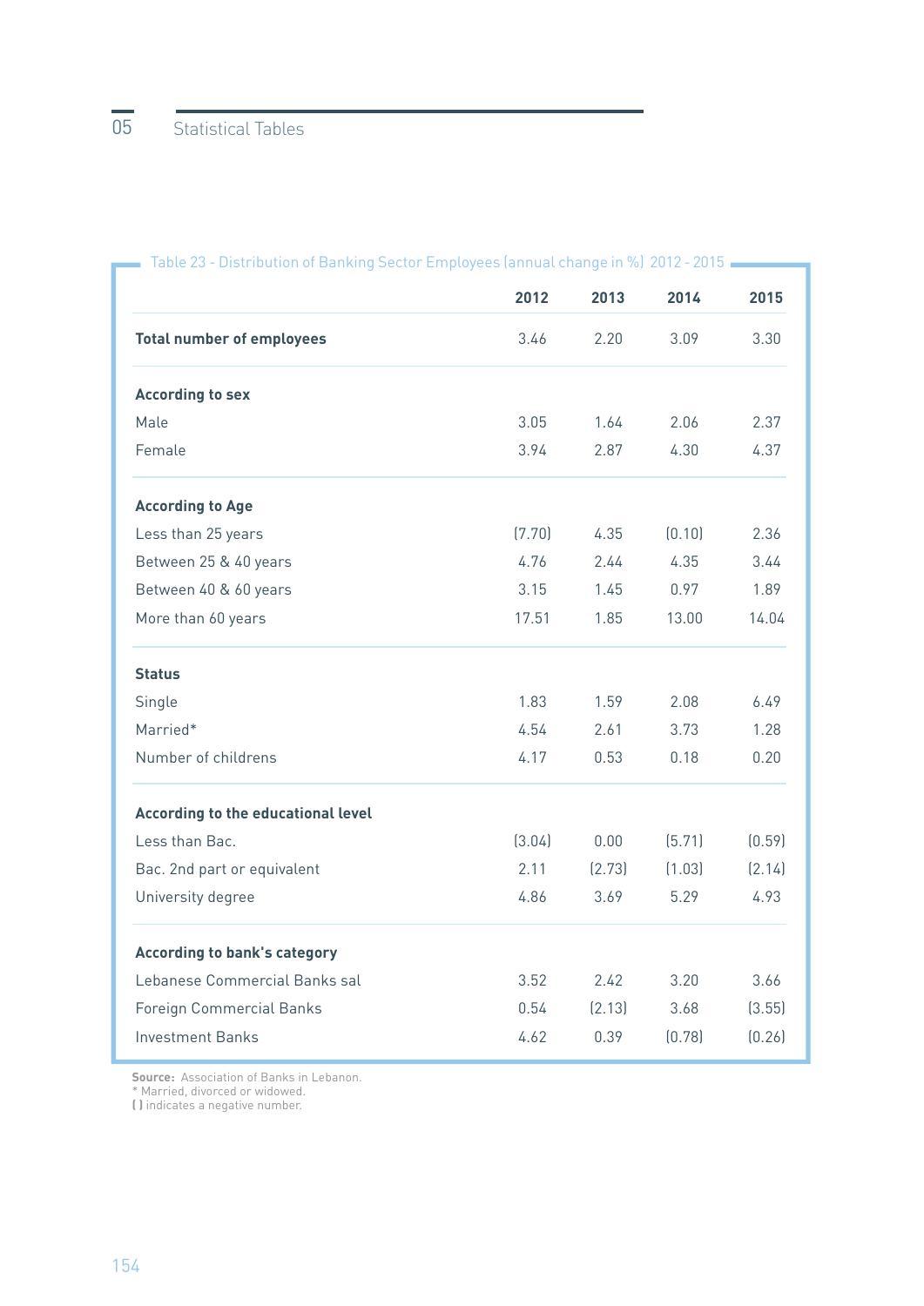Table 23 - Distribution of Banking Sector Employees (annual change in %) 2012 - 2015

| | 2012 | 2013 | 2014 | 2015 |
|---|---|---|---|---|
| **Total number of employees** | 3.46 | 2.20 | 3.09 | 3.30 |
| **According to sex** | | | | |
| Male | 3.05 | 1.64 | 2.06 | 2.37 |
| Female | 3.94 | 2.87 | 4.30 | 4.37 |
| **According to Age** | | | | |
| Less than 25 years | (7.70) | 4.35 | (0.10) | 2.36 |
| Between 25 & 40 years | 4.76 | 2.44 | 4.35 | 3.44 |
| Between 40 & 60 years | 3.15 | 1.45 | 0.97 | 1.89 |
| More than 60 years | 17.51 | 1.85 | 13.00 | 14.04 |
| **Status** | | | | |
| Single | 1.83 | 1.59 | 2.08 | 6.49 |
| Married* | 4.54 | 2.61 | 3.73 | 1.28 |
| Number of childrens | 4.17 | 0.53 | 0.18 | 0.20 |
| **According to the educational level** | | | | |
| Less than Bac. | (3.04) | 0.00 | (5.71) | (0.59) |
| Bac. 2nd part or equivalent | 2.11 | (2.73) | (1.03) | (2.14) |
| University degree | 4.86 | 3.69 | 5.29 | 4.93 |
| **According to bank's category** | | | | |
| Lebanese Commercial Banks sal | 3.52 | 2.42 | 3.20 | 3.66 |
| Foreign Commercial Banks | 0.54 | (2.13) | 3.68 | (3.55) |
| Investment Banks | 4.62 | 0.39 | (0.78) | (0.26) |

**Source:** Association of Banks in Lebanon.
* Married, divorced or widowed.
( ) indicates a negative number.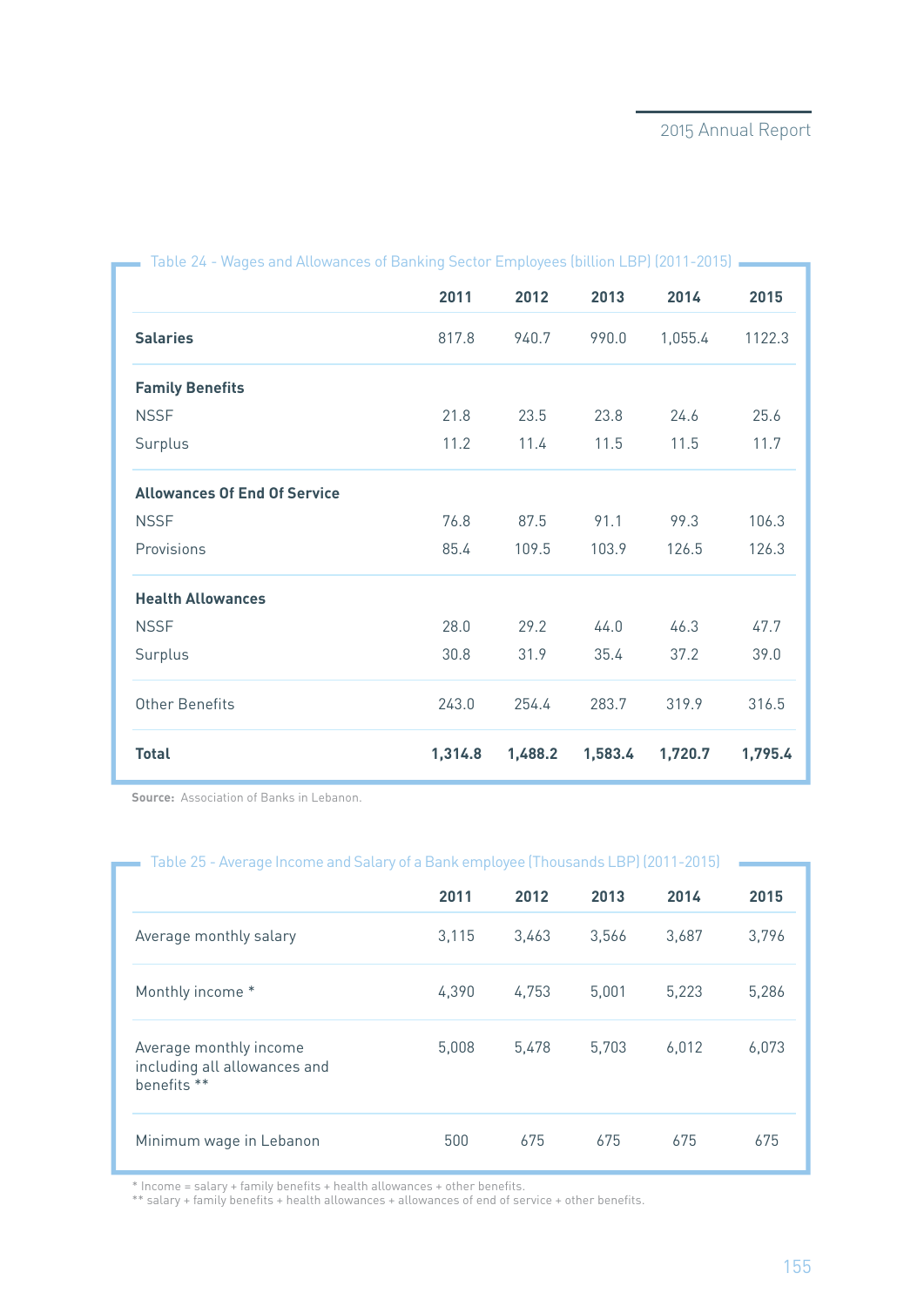Table 24 - Wages and Allowances of Banking Sector Employees (billion LBP) (2011-2015)

| | 2011 | 2012 | 2013 | 2014 | 2015 |
|---|---|---|---|---|---|
| **Salaries** | 817.8 | 940.7 | 990.0 | 1,055.4 | 1122.3 |
| **Family Benefits** | | | | | |
| NSSF | 21.8 | 23.5 | 23.8 | 24.6 | 25.6 |
| Surplus | 11.2 | 11.4 | 11.5 | 11.5 | 11.7 |
| **Allowances Of End Of Service** | | | | | |
| NSSF | 76.8 | 87.5 | 91.1 | 99.3 | 106.3 |
| Provisions | 85.4 | 109.5 | 103.9 | 126.5 | 126.3 |
| **Health Allowances** | | | | | |
| NSSF | 28.0 | 29.2 | 44.0 | 46.3 | 47.7 |
| Surplus | 30.8 | 31.9 | 35.4 | 37.2 | 39.0 |
| Other Benefits | 243.0 | 254.4 | 283.7 | 319.9 | 316.5 |
| **Total** | **1,314.8** | **1,488.2** | **1,583.4** | **1,720.7** | **1,795.4** |

**Source:** Association of Banks in Lebanon.

Table 25 - Average Income and Salary of a Bank employee (Thousands LBP) (2011-2015)

| | 2011 | 2012 | 2013 | 2014 | 2015 |
|---|---|---|---|---|---|
| Average monthly salary | 3,115 | 3,463 | 3,566 | 3,687 | 3,796 |
| Monthly income * | 4,390 | 4,753 | 5,001 | 5,223 | 5,286 |
| Average monthly income including all allowances and benefits ** | 5,008 | 5,478 | 5,703 | 6,012 | 6,073 |
| Minimum wage in Lebanon | 500 | 675 | 675 | 675 | 675 |

* Income = salary + family benefits + health allowances + other benefits.
** salary + family benefits + health allowances + allowances of end of service + other benefits.